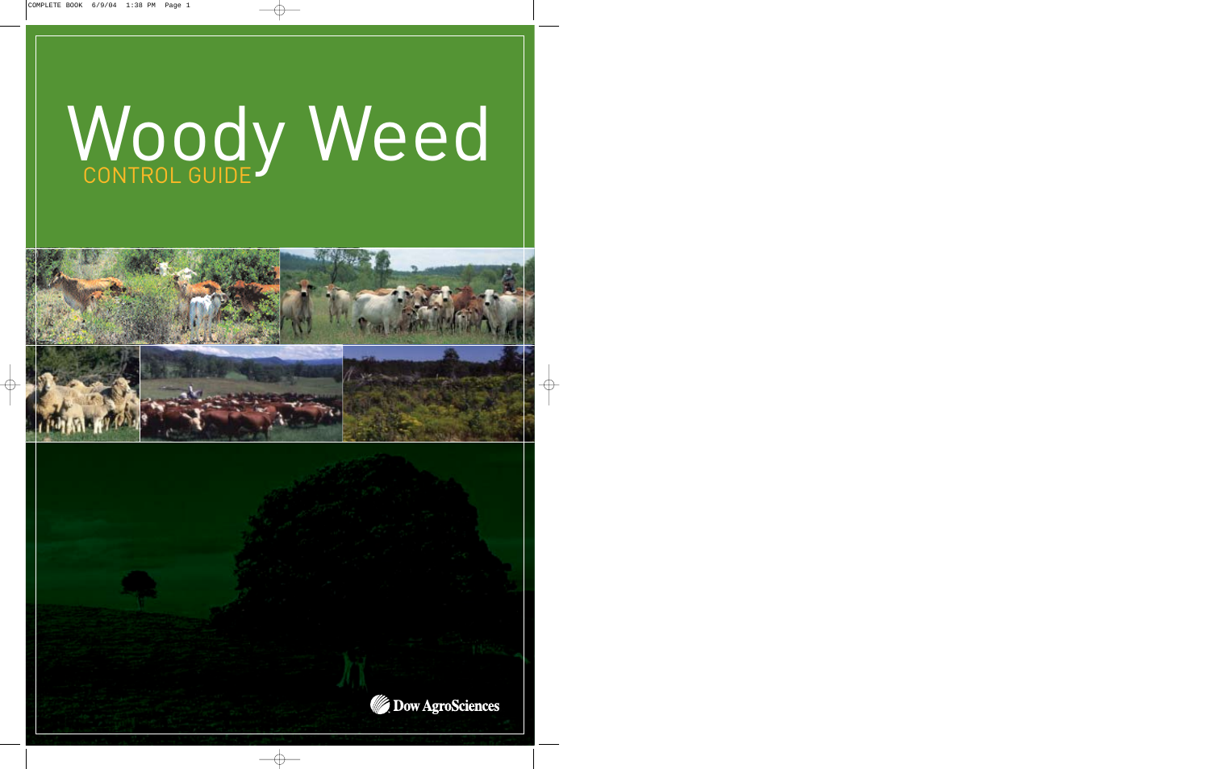# Woody Weed

## CONTROL GUIDE

Dow AgroSciences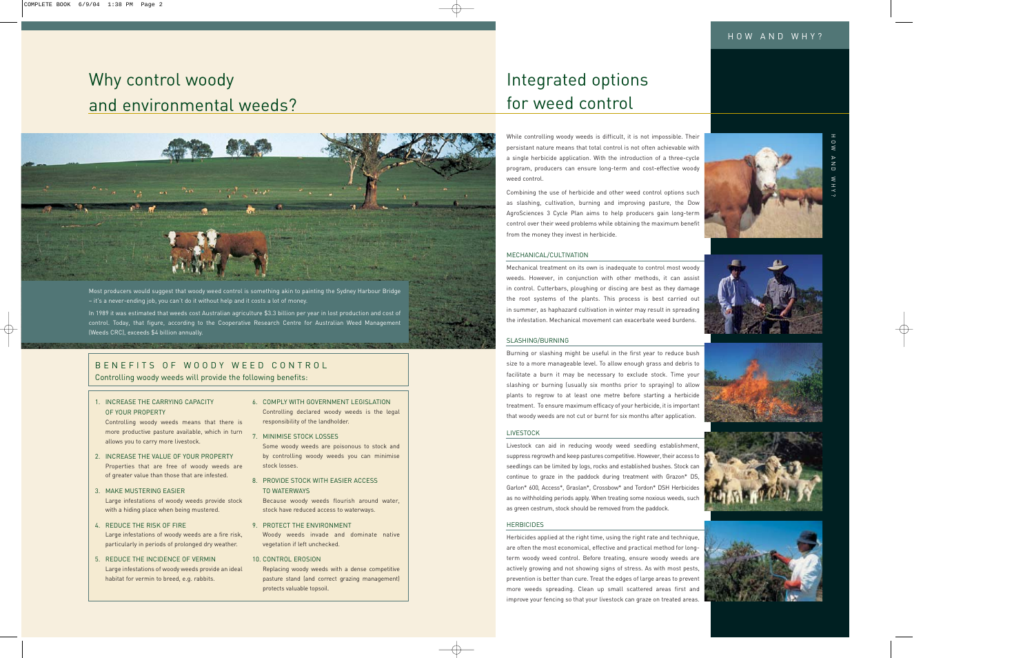# Why control woody and environmental weeds?

Most producers would suggest that woody weed control is something akin to painting the Sydney Harbour Bridge – it's a never-ending job, you can't do it without help and it costs a lot of money.

In 1989 it was estimated that weeds cost Australian agriculture $3.3 billion per year in lost production and cost of control. Today, that figure, according to the Cooperative Research Centre for Australian Weed Management (Weeds CRC), exceeds $4 billion annually.

## BENEFITS OF WOODY WEED CONTROL

Controlling woody weeds will provide the following benefits:

1. INCREASE THE CARRYING CAPACITY OF YOUR PROPERTY
   Controlling woody weeds means that there is more productive pasture available, which in turn allows you to carry more livestock.
2. INCREASE THE VALUE OF YOUR PROPERTY
   Properties that are free of woody weeds are of greater value than those that are infested.
3. MAKE MUSTERING EASIER
   Large infestations of woody weeds provide stock with a hiding place when being mustered.
4. REDUCE THE RISK OF FIRE
   Large infestations of woody weeds are a fire risk, particularly in periods of prolonged dry weather.
5. REDUCE THE INCIDENCE OF VERMIN
   Large infestations of woody weeds provide an ideal habitat for vermin to breed, e.g. rabbits.
6. COMPLY WITH GOVERNMENT LEGISLATION
   Controlling declared woody weeds is the legal responsibility of the landholder.
7. MINIMISE STOCK LOSSES
   Some woody weeds are poisonous to stock and by controlling woody weeds you can minimise stock losses.
8. PROVIDE STOCK WITH EASIER ACCESS TO WATERWAYS
   Because woody weeds flourish around water, stock have reduced access to waterways.
9. PROTECT THE ENVIRONMENT
   Woody weeds invade and dominate native vegetation if left unchecked.
10. CONTROL EROSION
    Replacing woody weeds with a dense competitive pasture stand (and correct grazing management) protects valuable topsoil.

# Integrated options for weed control

While controlling woody weeds is difficult, it is not impossible. Their persistant nature means that total control is not often achievable with a single herbicide application. With the introduction of a three-cycle program, producers can ensure long-term and cost-effective woody weed control.

Combining the use of herbicide and other weed control options such as slashing, cultivation, burning and improving pasture, the Dow AgroSciences 3 Cycle Plan aims to help producers gain long-term control over their weed problems while obtaining the maximum benefit from the money they invest in herbicide.

### MECHANICAL/CULTIVATION

Mechanical treatment on its own is inadequate to control most woody weeds. However, in conjunction with other methods, it can assist in control. Cutterbars, ploughing or discing are best as they damage the root systems of the plants. This process is best carried out in summer, as haphazard cultivation in winter may result in spreading the infestation. Mechanical movement can exacerbate weed burdens.

### SLASHING/BURNING

Burning or slashing might be useful in the first year to reduce bush size to a more manageable level. To allow enough grass and debris to facilitate a burn it may be necessary to exclude stock. Time your slashing or burning (usually six months prior to spraying) to allow plants to regrow to at least one metre before starting a herbicide treatment. To ensure maximum efficacy of your herbicide, it is important that woody weeds are not cut or burnt for six months after application.

### LIVESTOCK

Livestock can aid in reducing woody weed seedling establishment, suppress regrowth and keep pastures competitive. However, their access to seedlings can be limited by logs, rocks and established bushes. Stock can continue to graze in the paddock during treatment with Grazon* DS, Garlon* 600, Access*, Graslan*, Crossbow* and Tordon* DSH Herbicides as no withholding periods apply. When treating some noxious weeds, such as green cestrum, stock should be removed from the paddock.

### HERBICIDES

Herbicides applied at the right time, using the right rate and technique, are often the most economical, effective and practical method for long-term woody weed control. Before treating, ensure woody weeds are actively growing and not showing signs of stress. As with most pests, prevention is better than cure. Treat the edges of large areas to prevent more weeds spreading. Clean up small scattered areas first and improve your fencing so that your livestock can graze on treated areas.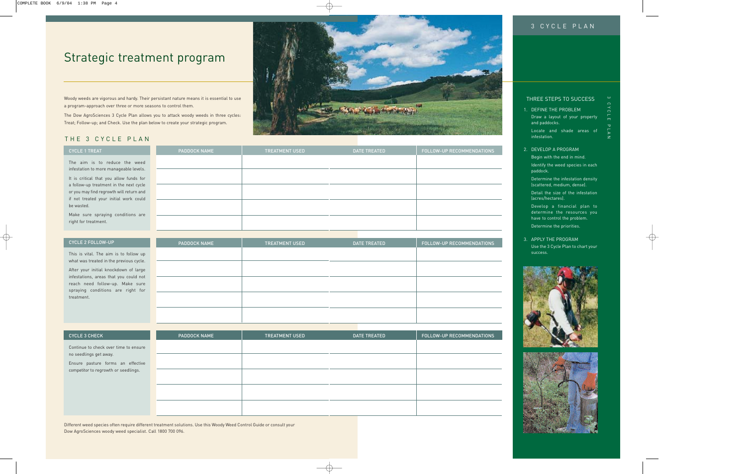# Strategic treatment program

Woody weeds are vigorous and hardy. Their persistant nature means it is essential to use a program-approach over three or more seasons to control them.

The Dow AgroSciences 3 Cycle Plan allows you to attack woody weeds in three cycles: Treat; Follow-up; and Check. Use the plan below to create your strategic program.

## THE 3 CYCLE PLAN

| CYCLE 1 TREAT | PADDOCK NAME | TREATMENT USED | DATE TREATED | FOLLOW-UP RECOMMENDATIONS |
|---|---|---|---|---|
| The aim is to reduce the weed infestation to more manageable levels. It is critical that you allow funds for a follow-up treatment in the next cycle or you may find regrowth will return and if not treated your initial work could be wasted. Make sure spraying conditions are right for treatment. | | | | |
| | | | | |
| | | | | |
| | | | | |
| | | | | |

| CYCLE 2 FOLLOW-UP | PADDOCK NAME | TREATMENT USED | DATE TREATED | FOLLOW-UP RECOMMENDATIONS |
|---|---|---|---|---|
| This is vital. The aim is to follow up what was treated in the previous cycle. After your initial knockdown of large infestations, areas that you could not reach need follow-up. Make sure spraying conditions are right for treatment. | | | | |
| | | | | |
| | | | | |
| | | | | |
| | | | | |

| CYCLE 3 CHECK | PADDOCK NAME | TREATMENT USED | DATE TREATED | FOLLOW-UP RECOMMENDATIONS |
|---|---|---|---|---|
| Continue to check over time to ensure no seedlings get away. Ensure pasture forms an effective competitor to regrowth or seedlings. | | | | |
| | | | | |
| | | | | |
| | | | | |
| | | | | |

Different weed species often require different treatment solutions. Use this Woody Weed Control Guide or consult your Dow AgroSciences woody weed specialist. Call 1800 700 096.

## 3 CYCLE PLAN

### THREE STEPS TO SUCCESS

1. DEFINE THE PROBLEM

   Draw a layout of your property and paddocks.

   Locate and shade areas of infestation.

2. DEVELOP A PROGRAM

   Begin with the end in mind.

   Identify the weed species in each paddock.

   Determine the infestation density (scattered, medium, dense).

   Detail the size of the infestation (acres/hectares).

   Develop a financial plan to determine the resources you have to control the problem.

   Determine the priorities.

3. APPLY THE PROGRAM

   Use the 3 Cycle Plan to chart your success.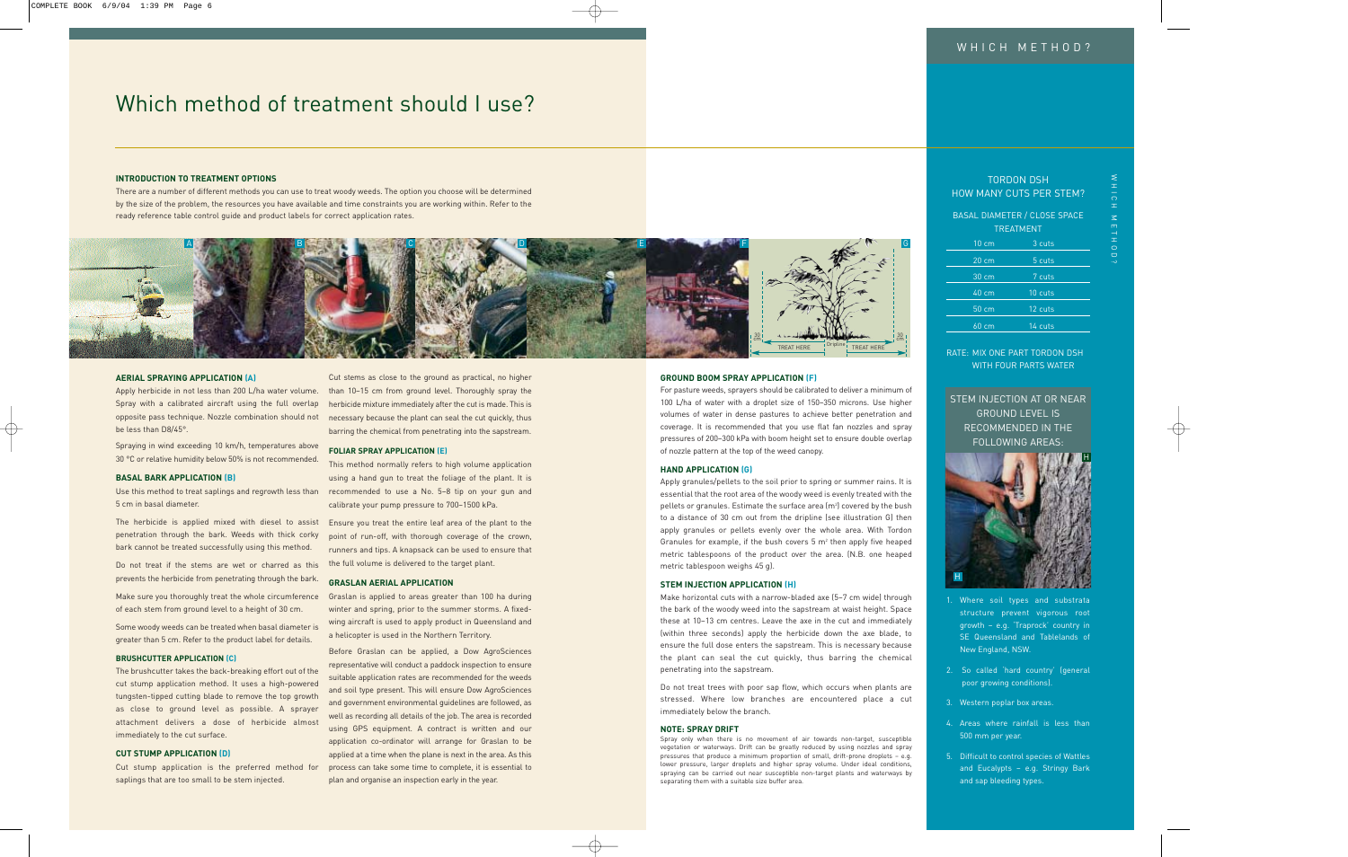# Which method of treatment should I use?

### INTRODUCTION TO TREATMENT OPTIONS

There are a number of different methods you can use to treat woody weeds. The option you choose will be determined by the size of the problem, the resources you have available and time constraints you are working within. Refer to the ready reference table control guide and product labels for correct application rates.

30 cm
TREAT HERE
Dripline
TREAT HERE
30 cm

### AERIAL SPRAYING APPLICATION (A)

Apply herbicide in not less than 200 L/ha water volume. Spray with a calibrated aircraft using the full overlap opposite pass technique. Nozzle combination should not be less than D8/45°.

Spraying in wind exceeding 10 km/h, temperatures above 30 °C or relative humidity below 50% is not recommended.

### BASAL BARK APPLICATION (B)

Use this method to treat saplings and regrowth less than 5 cm in basal diameter.

The herbicide is applied mixed with diesel to assist penetration through the bark. Weeds with thick corky bark cannot be treated successfully using this method.

Do not treat if the stems are wet or charred as this prevents the herbicide from penetrating through the bark.

Make sure you thoroughly treat the whole circumference of each stem from ground level to a height of 30 cm.

Some woody weeds can be treated when basal diameter is greater than 5 cm. Refer to the product label for details.

### BRUSHCUTTER APPLICATION (C)

The brushcutter takes the back-breaking effort out of the cut stump application method. It uses a high-powered tungsten-tipped cutting blade to remove the top growth as close to ground level as possible. A sprayer attachment delivers a dose of herbicide almost immediately to the cut surface.

### CUT STUMP APPLICATION (D)

Cut stump application is the preferred method for saplings that are too small to be stem injected.

Cut stems as close to the ground as practical, no higher than 10–15 cm from ground level. Thoroughly spray the herbicide mixture immediately after the cut is made. This is necessary because the plant can seal the cut quickly, thus barring the chemical from penetrating into the sapstream.

### FOLIAR SPRAY APPLICATION (E)

This method normally refers to high volume application using a hand gun to treat the foliage of the plant. It is recommended to use a No. 5–8 tip on your gun and calibrate your pump pressure to 700–1500 kPa.

Ensure you treat the entire leaf area of the plant to the point of run-off, with thorough coverage of the crown, runners and tips. A knapsack can be used to ensure that the full volume is delivered to the target plant.

### GRASLAN AERIAL APPLICATION

Graslan is applied to areas greater than 100 ha during winter and spring, prior to the summer storms. A fixed-wing aircraft is used to apply product in Queensland and a helicopter is used in the Northern Territory.

Before Graslan can be applied, a Dow AgroSciences representative will conduct a paddock inspection to ensure suitable application rates are recommended for the weeds and soil type present. This will ensure Dow AgroSciences and government environmental guidelines are followed, as well as recording all details of the job. The area is recorded using GPS equipment. A contract is written and our application co-ordinator will arrange for Graslan to be applied at a time when the plane is next in the area. As this process can take some time to complete, it is essential to plan and organise an inspection early in the year.

### GROUND BOOM SPRAY APPLICATION (F)

For pasture weeds, sprayers should be calibrated to deliver a minimum of 100 L/ha of water with a droplet size of 150–350 microns. Use higher volumes of water in dense pastures to achieve better penetration and coverage. It is recommended that you use flat fan nozzles and spray pressures of 200–300 kPa with boom height set to ensure double overlap of nozzle pattern at the top of the weed canopy.

### HAND APPLICATION (G)

Apply granules/pellets to the soil prior to spring or summer rains. It is essential that the root area of the woody weed is evenly treated with the pellets or granules. Estimate the surface area ($m^2$) covered by the bush to a distance of 30 cm out from the dripline (see illustration G) then apply granules or pellets evenly over the whole area. With Tordon Granules for example, if the bush covers 5 $m^2$ then apply five heaped metric tablespoons of the product over the area. (N.B. one heaped metric tablespoon weighs 45 g).

### STEM INJECTION APPLICATION (H)

Make horizontal cuts with a narrow-bladed axe (5–7 cm wide) through the bark of the woody weed into the sapstream at waist height. Space these at 10–13 cm centres. Leave the axe in the cut and immediately (within three seconds) apply the herbicide down the axe blade, to ensure the full dose enters the sapstream. This is necessary because the plant can seal the cut quickly, thus barring the chemical penetrating into the sapstream.

Do not treat trees with poor sap flow, which occurs when plants are stressed. Where low branches are encountered place a cut immediately below the branch.

### NOTE: SPRAY DRIFT

Spray only when there is no movement of air towards non-target, susceptible vegetation or waterways. Drift can be greatly reduced by using nozzles and spray pressures that produce a minimum proportion of small, drift-prone droplets – e.g. lower pressure, larger droplets and higher spray volume. Under ideal conditions, spraying can be carried out near susceptible non-target plants and waterways by separating them with a suitable size buffer area.

## TORDON DSH HOW MANY CUTS PER STEM?

| BASAL DIAMETER / CLOSE SPACE TREATMENT | |
|---|---|
| 10 cm | 3 cuts |
| 20 cm | 5 cuts |
| 30 cm | 7 cuts |
| 40 cm | 10 cuts |
| 50 cm | 12 cuts |
| 60 cm | 14 cuts |

RATE: MIX ONE PART TORDON DSH WITH FOUR PARTS WATER

### STEM INJECTION AT OR NEAR GROUND LEVEL IS RECOMMENDED IN THE FOLLOWING AREAS:

1. Where soil types and substrata structure prevent vigorous root growth – e.g. 'Traprock' country in SE Queensland and Tablelands of New England, NSW.
2. So called 'hard country' (general poor growing conditions).
3. Western poplar box areas.
4. Areas where rainfall is less than 500 mm per year.
5. Difficult to control species of Wattles and Eucalypts – e.g. Stringy Bark and sap bleeding types.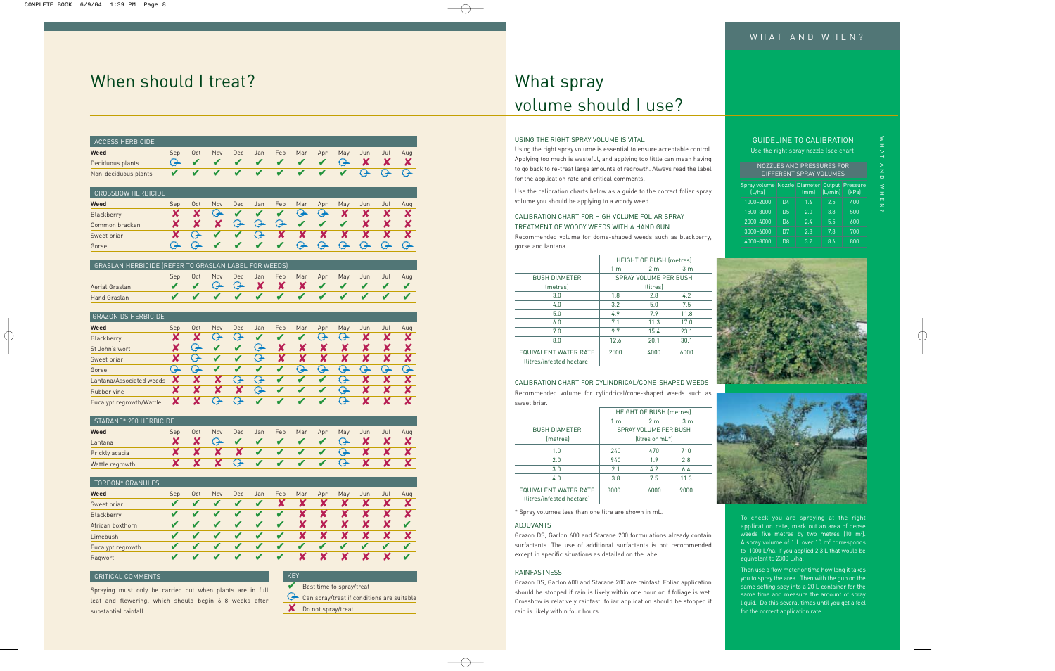# When should I treat?

| ACCESS HERBICIDE | | | | | | | | | | | | |
|---|---|---|---|---|---|---|---|---|---|---|---|---|
| **Weed** | Sep | Oct | Nov | Dec | Jan | Feb | Mar | Apr | May | Jun | Jul | Aug |
| Deciduous plants | ↪ | ✔ | ✔ | ✔ | ✔ | ✔ | ✔ | ✔ | ↪ | ✘ | ✘ | ✘ |
| Non-deciduous plants | ✔ | ✔ | ✔ | ✔ | ✔ | ✔ | ✔ | ✔ | ✔ | ↪ | ↪ | ↪ |

| CROSSBOW HERBICIDE | | | | | | | | | | | | |
|---|---|---|---|---|---|---|---|---|---|---|---|---|
| **Weed** | Sep | Oct | Nov | Dec | Jan | Feb | Mar | Apr | May | Jun | Jul | Aug |
| Blackberry | ✘ | ✘ | ↪ | ✔ | ✔ | ✔ | ↪ | ↪ | ✘ | ✘ | ✘ | ✘ |
| Common bracken | ✘ | ✘ | ✘ | ↪ | ↪ | ↪ | ✔ | ✔ | ✔ | ✘ | ✘ | ✘ |
| Sweet briar | ✘ | ↪ | ✔ | ✔ | ↪ | ✘ | ✘ | ✘ | ✘ | ✘ | ✘ | ✘ |
| Gorse | ↪ | ↪ | ✔ | ✔ | ✔ | ✔ | ↪ | ↪ | ↪ | ↪ | ↪ | ↪ |

| GRASLAN HERBICIDE (REFER TO GRASLAN LABEL FOR WEEDS) | | | | | | | | | | | | |
|---|---|---|---|---|---|---|---|---|---|---|---|---|
| | Sep | Oct | Nov | Dec | Jan | Feb | Mar | Apr | May | Jun | Jul | Aug |
| Aerial Graslan | ✔ | ✔ | ↪ | ↪ | ✘ | ✘ | ✘ | ✔ | ✔ | ✔ | ✔ | ✔ |
| Hand Graslan | ✔ | ✔ | ✔ | ✔ | ✔ | ✔ | ✔ | ✔ | ✔ | ✔ | ✔ | ✔ |

| GRAZON DS HERBICIDE | | | | | | | | | | | | |
|---|---|---|---|---|---|---|---|---|---|---|---|---|
| **Weed** | Sep | Oct | Nov | Dec | Jan | Feb | Mar | Apr | May | Jun | Jul | Aug |
| Blackberry | ✘ | ✘ | ↪ | ↪ | ✔ | ✔ | ✔ | ↪ | ↪ | ✘ | ✘ | ✘ |
| St John's wort | ✘ | ↪ | ✔ | ✔ | ↪ | ✘ | ✘ | ✘ | ✘ | ✘ | ✘ | ✘ |
| Sweet briar | ✘ | ↪ | ✔ | ✔ | ↪ | ✘ | ✘ | ✘ | ✘ | ✘ | ✘ | ✘ |
| Gorse | ↪ | ↪ | ✔ | ✔ | ✔ | ✔ | ↪ | ↪ | ↪ | ↪ | ↪ | ↪ |
| Lantana/Associated weeds | ✘ | ✘ | ✘ | ↪ | ↪ | ✔ | ✔ | ✔ | ↪ | ✘ | ✘ | ✘ |
| Rubber vine | ✘ | ✘ | ✘ | ✘ | ↪ | ✔ | ✔ | ✔ | ↪ | ✘ | ✘ | ✘ |
| Eucalypt regrowth/Wattle | ✘ | ✘ | ↪ | ↪ | ✔ | ✔ | ✔ | ✔ | ↪ | ✘ | ✘ | ✘ |

| STARANE* 200 HERBICIDE | | | | | | | | | | | | |
|---|---|---|---|---|---|---|---|---|---|---|---|---|
| **Weed** | Sep | Oct | Nov | Dec | Jan | Feb | Mar | Apr | May | Jun | Jul | Aug |
| Lantana | ✘ | ✘ | ↪ | ✔ | ✔ | ✔ | ✔ | ✔ | ↪ | ✘ | ✘ | ✘ |
| Prickly acacia | ✘ | ✘ | ✘ | ✘ | ✔ | ✔ | ✔ | ✔ | ↪ | ✘ | ✘ | ✘ |
| Wattle regrowth | ✘ | ✘ | ✘ | ↪ | ✔ | ✔ | ✔ | ✔ | ↪ | ✘ | ✘ | ✘ |

| TORDON* GRANULES | | | | | | | | | | | | |
|---|---|---|---|---|---|---|---|---|---|---|---|---|
| **Weed** | Sep | Oct | Nov | Dec | Jan | Feb | Mar | Apr | May | Jun | Jul | Aug |
| Sweet briar | ✔ | ✔ | ✔ | ✔ | ✔ | ✘ | ✘ | ✘ | ✘ | ✘ | ✘ | ✘ |
| Blackberry | ✔ | ✔ | ✔ | ✔ | ✔ | ✔ | ✘ | ✘ | ✘ | ✘ | ✘ | ✘ |
| African boxthorn | ✔ | ✔ | ✔ | ✔ | ✔ | ✔ | ✘ | ✘ | ✘ | ✘ | ✘ | ✔ |
| Limebush | ✔ | ✔ | ✔ | ✔ | ✔ | ✔ | ✘ | ✘ | ✘ | ✘ | ✘ | ✘ |
| Eucalypt regrowth | ✔ | ✔ | ✔ | ✔ | ✔ | ✔ | ✔ | ✔ | ✔ | ✔ | ✔ | ✔ |
| Ragwort | ✔ | ✔ | ✔ | ✔ | ✔ | ✔ | ✘ | ✘ | ✘ | ✘ | ✘ | ✔ |

## CRITICAL COMMENTS

Spraying must only be carried out when plants are in full leaf and flowering, which should begin 6–8 weeks after substantial rainfall.

## KEY

- ✔ Best time to spray/treat
- ↪ Can spray/treat if conditions are suitable
- ✘ Do not spray/treat

# What spray volume should I use?

## USING THE RIGHT SPRAY VOLUME IS VITAL

Using the right spray volume is essential to ensure acceptable control. Applying too much is wasteful, and applying too little can mean having to go back to re-treat large amounts of regrowth. Always read the label for the application rate and critical comments.

Use the calibration charts below as a guide to the correct foliar spray volume you should be applying to a woody weed.

## CALIBRATION CHART FOR HIGH VOLUME FOLIAR SPRAY TREATMENT OF WOODY WEEDS WITH A HAND GUN

Recommended volume for dome-shaped weeds such as blackberry, gorse and lantana.

| | HEIGHT OF BUSH (metres) | | |
|---|---|---|---|
| | 1 m | 2 m | 3 m |
| BUSH DIAMETER (metres) | SPRAY VOLUME PER BUSH (litres) | | |
| 3.0 | 1.8 | 2.8 | 4.2 |
| 4.0 | 3.2 | 5.0 | 7.5 |
| 5.0 | 4.9 | 7.9 | 11.8 |
| 6.0 | 7.1 | 11.3 | 17.0 |
| 7.0 | 9.7 | 15.4 | 23.1 |
| 8.0 | 12.6 | 20.1 | 30.1 |
| EQUIVALENT WATER RATE (litres/infested hectare) | 2500 | 4000 | 6000 |

## CALIBRATION CHART FOR CYLINDRICAL/CONE-SHAPED WEEDS

Recommended volume for cylindrical/cone-shaped weeds such as sweet briar.

| | HEIGHT OF BUSH (metres) | | |
|---|---|---|---|
| | 1 m | 2 m | 3 m |
| BUSH DIAMETER (metres) | SPRAY VOLUME PER BUSH (litres or mL*) | | |
| 1.0 | 240 | 470 | 710 |
| 2.0 | 940 | 1.9 | 2.8 |
| 3.0 | 2.1 | 4.2 | 6.4 |
| 4.0 | 3.8 | 7.5 | 11.3 |
| EQUIVALENT WATER RATE (litres/infested hectare) | 3000 | 6000 | 9000 |

\* Spray volumes less than one litre are shown in mL.

## ADJUVANTS

Grazon DS, Garlon 600 and Starane 200 formulations already contain surfactants. The use of additional surfactants is not recommended except in specific situations as detailed on the label.

## RAINFASTNESS

Grazon DS, Garlon 600 and Starane 200 are rainfast. Foliar application should be stopped if rain is likely within one hour or if foliage is wet. Crossbow is relatively rainfast, foliar application should be stopped if rain is likely within four hours.

## GUIDELINE TO CALIBRATION

Use the right spray nozzle (see chart)

| NOZZLES AND PRESSURES FOR DIFFERENT SPRAY VOLUMES | | | | |
|---|---|---|---|---|
| Spray volume (L/ha) | Nozzle | Diameter (mm) | Output (L/min) | Pressure (kPa) |
| 1000–2000 | D4 | 1.6 | 2.5 | 400 |
| 1500–3000 | D5 | 2.0 | 3.8 | 500 |
| 2000–4000 | D6 | 2.4 | 5.5 | 600 |
| 3000–6000 | D7 | 2.8 | 7.8 | 700 |
| 4000–8000 | D8 | 3.2 | 8.6 | 800 |

To check you are spraying at the right application rate, mark out an area of dense weeds five metres by two metres (10 m²). A spray volume of 1 L over 10 m² corresponds to 1000 L/ha. If you applied 2.3 L that would be equivalent to 2300 L/ha.

Then use a flow meter or time how long it takes you to spray the area. Then with the gun on the same setting spay into a 20 L container for the same time and measure the amount of spray liquid. Do this several times until you get a feel for the correct application rate.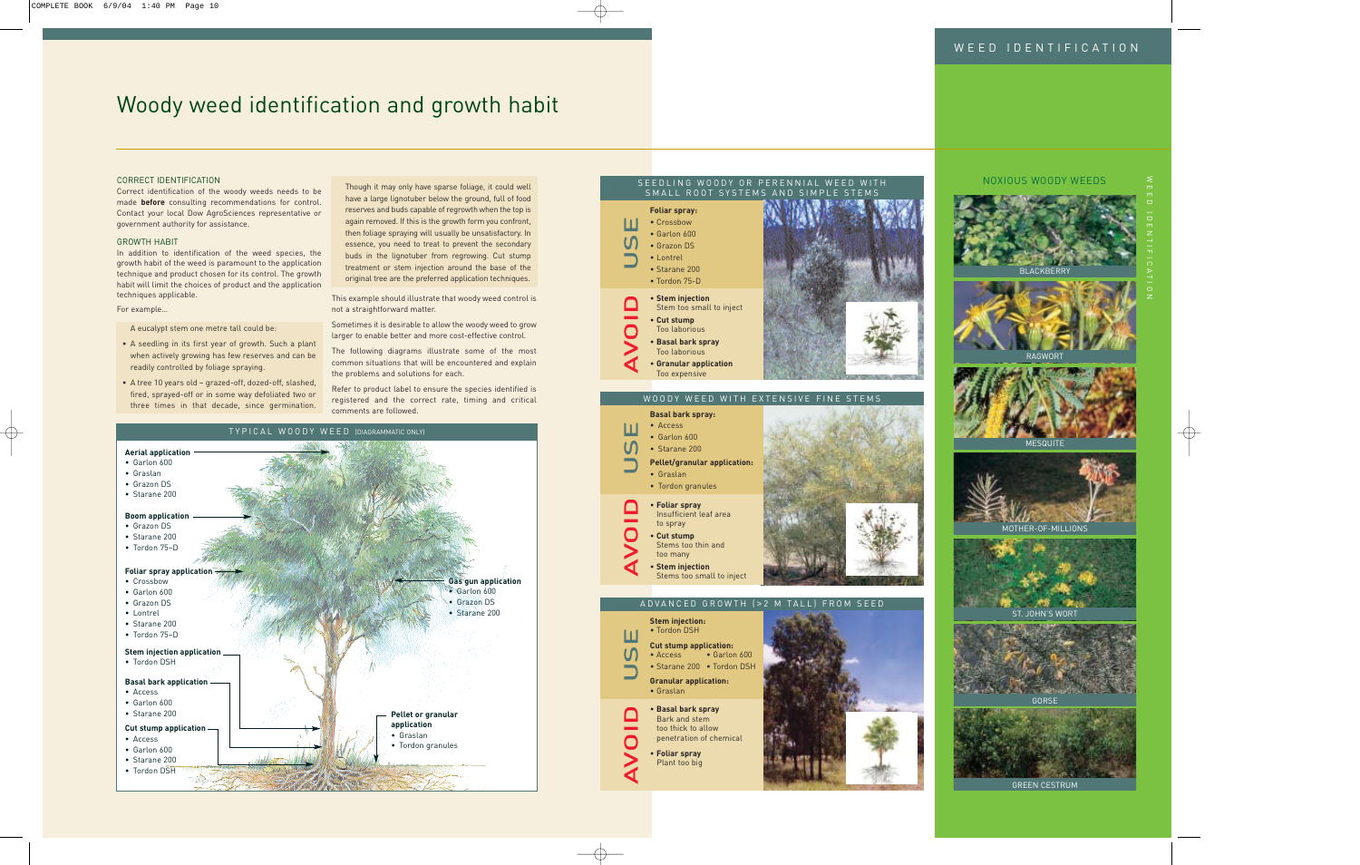# Woody weed identification and growth habit

## CORRECT IDENTIFICATION

Correct identification of the woody weeds needs to be made **before** consulting recommendations for control. Contact your local Dow AgroSciences representative or government authority for assistance.

## GROWTH HABIT

In addition to identification of the weed species, the growth habit of the weed is paramount to the application technique and product chosen for its control. The growth habit will limit the choices of product and the application techniques applicable.

For example...

A eucalypt stem one metre tall could be:

- A seedling in its first year of growth. Such a plant when actively growing has few reserves and can be readily controlled by foliage spraying.
- A tree 10 years old – grazed-off, dozed-off, slashed, fired, sprayed-off or in some way defoliated two or three times in that decade, since germination.

Though it may only have sparse foliage, it could well have a large lignotuber below the ground, full of food reserves and buds capable of regrowth when the top is again removed. If this is the growth form you confront, then foliage spraying will usually be unsatisfactory. In essence, you need to treat to prevent the secondary buds in the lignotuber from regrowing. Cut stump treatment or stem injection around the base of the original tree are the preferred application techniques.

This example should illustrate that woody weed control is not a straightforward matter.

Sometimes it is desirable to allow the woody weed to grow larger to enable better and more cost-effective control.

The following diagrams illustrate some of the most common situations that will be encountered and explain the problems and solutions for each.

Refer to product label to ensure the species identified is registered and the correct rate, timing and critical comments are followed.

## TYPICAL WOODY WEED (DIAGRAMMATIC ONLY)

**Aerial application**
- Garlon 600
- Graslan
- Grazon DS
- Starane 200

**Boom application**
- Grazon DS
- Starane 200
- Tordon 75-D

**Foliar spray application**
- Crossbow
- Garlon 600
- Grazon DS
- Lontrel
- Starane 200
- Tordon 75-D

**Stem injection application**
- Tordon DSH

**Basal bark application**
- Access
- Garlon 600
- Starane 200

**Cut stump application**
- Access
- Garlon 600
- Starane 200
- Tordon DSH

**Gas gun application**
- Garlon 600
- Grazon DS
- Starane 200

**Pellet or granular application**
- Graslan
- Tordon granules

## SEEDLING WOODY OR PERENNIAL WEED WITH SMALL ROOT SYSTEMS AND SIMPLE STEMS

**USE**

**Foliar spray:**
- Crossbow
- Garlon 600
- Grazon DS
- Lontrel
- Starane 200
- Tordon 75-D

**AVOID**

- **Stem injection** Stem too small to inject
- **Cut stump** Too laborious
- **Basal bark spray** Too laborious
- **Granular application** Too expensive

## WOODY WEED WITH EXTENSIVE FINE STEMS

**USE**

**Basal bark spray:**
- Access
- Garlon 600
- Starane 200

**Pellet/granular application:**
- Graslan
- Tordon granules

**AVOID**

- **Foliar spray** Insufficient leaf area to spray
- **Cut stump** Stems too thin and too many
- **Stem injection** Stems too small to inject

## ADVANCED GROWTH (>2 M TALL) FROM SEED

**USE**

**Stem injection:**
- Tordon DSH

**Cut stump application:**
- Access
- Garlon 600
- Starane 200
- Tordon DSH

**Granular application:**
- Graslan

**AVOID**

- **Basal bark spray** Bark and stem too thick to allow penetration of chemical
- **Foliar spray** Plant too big

## NOXIOUS WOODY WEEDS

BLACKBERRY

RAGWORT

MESQUITE

MOTHER-OF-MILLIONS

ST. JOHN'S WORT

GORSE

GREEN CESTRUM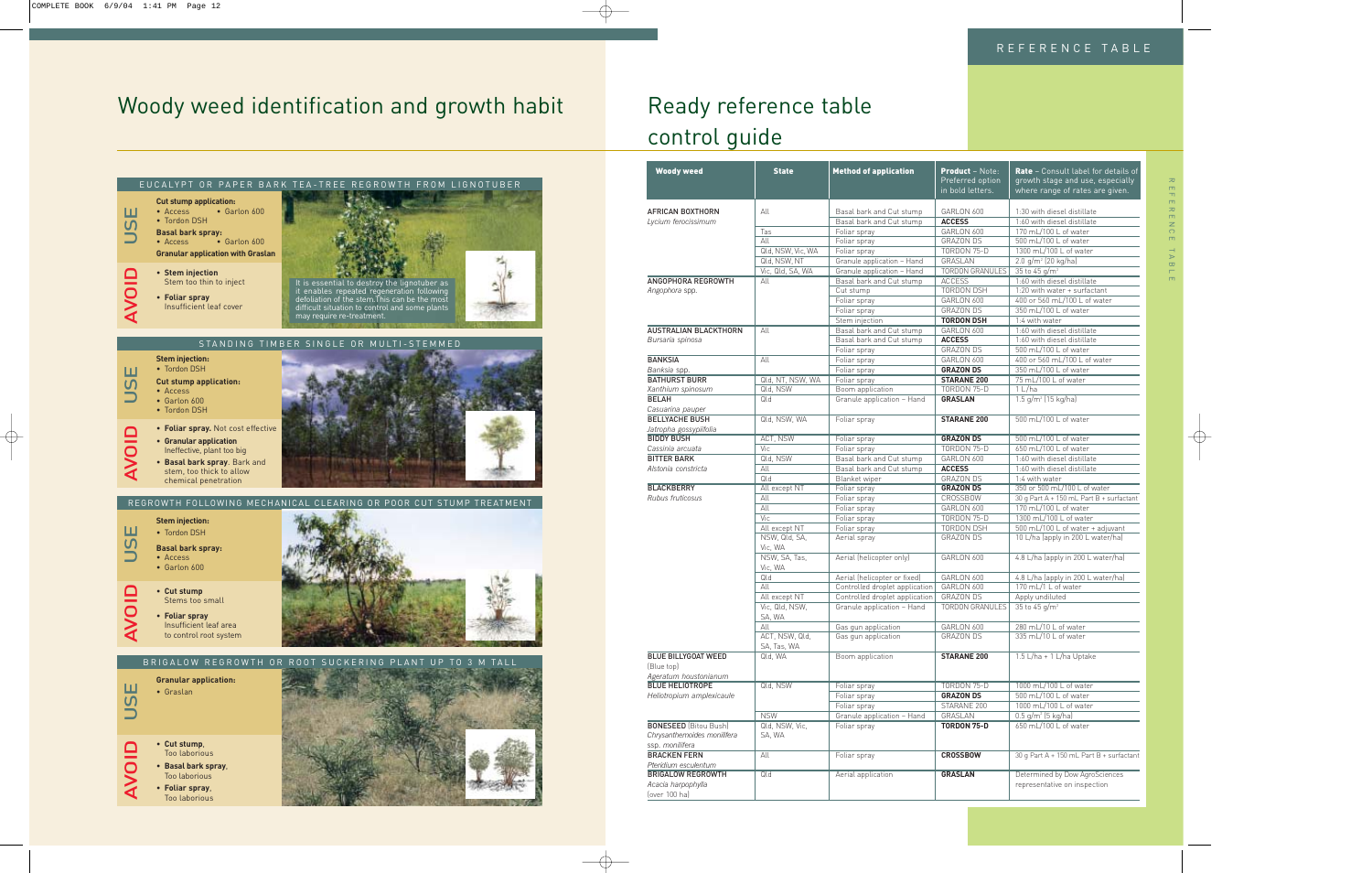# Woody weed identification and growth habit

## EUCALYPT OR PAPER BARK TEA-TREE REGROWTH FROM LIGNOTUBER

**USE**

**Cut stump application:**
- Access
- Garlon 600
- Tordon DSH

**Basal bark spray:**
- Access
- Garlon 600

**Granular application with Graslan**

**AVOID**

- **Stem injection**
  Stem too thin to inject
- **Foliar spray**
  Insufficient leaf cover

It is essential to destroy the lignotuber as it enables repeated regeneration following defoliation of the stem.This can be the most difficult situation to control and some plants may require re-treatment.

## STANDING TIMBER SINGLE OR MULTI-STEMMED

**USE**

**Stem injection:**
- Tordon DSH

**Cut stump application:**
- Access
- Garlon 600
- Tordon DSH

**AVOID**

- **Foliar spray.** Not cost effective
- **Granular application**
  Ineffective, plant too big
- **Basal bark spray**. Bark and stem, too thick to allow chemical penetration

## REGROWTH FOLLOWING MECHANICAL CLEARING OR POOR CUT STUMP TREATMENT

**USE**

**Stem injection:**
- Tordon DSH

**Basal bark spray:**
- Access
- Garlon 600

**AVOID**

- **Cut stump**
  Stems too small
- **Foliar spray**
  Insufficient leaf area to control root system

## BRIGALOW REGROWTH OR ROOT SUCKERING PLANT UP TO 3 M TALL

**USE**

**Granular application:**
- Graslan

**AVOID**

- **Cut stump**,
  Too laborious
- **Basal bark spray**,
  Too laborious
- **Foliar spray**,
  Too laborious

# Ready reference table control guide

| Woody weed | State | Method of application | Product – Note: Preferred option in bold letters. | Rate – Consult label for details of growth stage and use, especially where range of rates are given. |
|---|---|---|---|---|
| **AFRICAN BOXTHORN** *Lycium ferocissimum* | All | Basal bark and Cut stump | GARLON 600 | 1:30 with diesel distillate |
| | | Basal bark and Cut stump | **ACCESS** | 1:60 with diesel distillate |
| | Tas | Foliar spray | GARLON 600 | 170 mL/100 L of water |
| | All | Foliar spray | GRAZON DS | 500 mL/100 L of water |
| | Qld, NSW, Vic, WA | Foliar spray | TORDON 75-D | 1300 mL/100 L of water |
| | Qld, NSW, NT | Granule application – Hand | GRASLAN | 2.0 g/m² (20 kg/ha) |
| | Vic, Qld, SA, WA | Granule application – Hand | TORDON GRANULES | 35 to 45 g/m² |
| **ANGOPHORA REGROWTH** *Angophora* spp. | All | Basal bark and Cut stump | ACCESS | 1:60 with diesel distillate |
| | | Cut stump | TORDON DSH | 1:20 with water + surfactant |
| | | Foliar spray | GARLON 600 | 400 or 560 mL/100 L of water |
| | | Foliar spray | GRAZON DS | 350 mL/100 L of water |
| | | Stem injection | **TORDON DSH** | 1:4 with water |
| **AUSTRALIAN BLACKTHORN** *Bursaria spinosa* | All | Basal bark and Cut stump | GARLON 600 | 1:60 with diesel distillate |
| | | Basal bark and Cut stump | **ACCESS** | 1:60 with diesel distillate |
| | | Foliar spray | GRAZON DS | 500 mL/100 L of water |
| **BANKSIA** *Banksia* spp. | All | Foliar spray | GARLON 600 | 400 or 560 mL/100 L of water |
| | | Foliar spray | **GRAZON DS** | 350 mL/100 L of water |
| **BATHURST BURR** *Xanthium spinosum* | Qld, NT, NSW, WA | Foliar spray | **STARANE 200** | 75 mL/100 L of water |
| | Qld, NSW | Boom application | TORDON 75-D | 1 L/ha |
| **BELAH** *Casuarina pauper* | Qld | Granule application – Hand | **GRASLAN** | 1.5 g/m² (15 kg/ha) |
| **BELLYACHE BUSH** *Jatropha gossypiifolia* | Qld, NSW, WA | Foliar spray | **STARANE 200** | 500 mL/100 L of water |
| **BIDDY BUSH** *Cassinia arcuata* | ACT, NSW | Foliar spray | **GRAZON DS** | 500 mL/100 L of water |
| | Vic | Foliar spray | TORDON 75-D | 650 mL/100 L of water |
| **BITTER BARK** *Alstonia constricta* | Qld, NSW | Basal bark and Cut stump | GARLON 600 | 1:60 with diesel distillate |
| | All | Basal bark and Cut stump | **ACCESS** | 1:60 with diesel distillate |
| | Qld | Blanket wiper | GRAZON DS | 1:4 with water |
| **BLACKBERRY** *Rubus fruticosus* | All except NT | Foliar spray | **GRAZON DS** | 350 or 500 mL/100 L of water |
| | All | Foliar spray | CROSSBOW | 30 g Part A + 150 mL Part B + surfactant |
| | All | Foliar spray | GARLON 600 | 170 mL/100 L of water |
| | Vic | Foliar spray | TORDON 75-D | 1300 mL/100 L of water |
| | All except NT | Foliar spray | TORDON DSH | 500 mL/100 L of water + adjuvant |
| | NSW, Qld, SA, Vic, WA | Aerial spray | GRAZON DS | 10 L/ha (apply in 200 L water/ha) |
| | NSW, SA, Tas, Vic, WA | Aerial (helicopter only) | GARLON 600 | 4.8 L/ha (apply in 200 L water/ha) |
| | Qld | Aerial (helicopter or fixed) | GARLON 600 | 4.8 L/ha (apply in 200 L water/ha) |
| | All | Controlled droplet application | GARLON 600 | 170 mL/1 L of water |
| | All except NT | Controlled droplet application | GRAZON DS | Apply undiluted |
| | Vic, Qld, NSW, SA, WA | Granule application – Hand | TORDON GRANULES | 35 to 45 g/m² |
| | All | Gas gun application | GARLON 600 | 280 mL/10 L of water |
| | ACT, NSW, Qld, SA, Tas, WA | Gas gun application | GRAZON DS | 335 mL/10 L of water |
| **BLUE BILLYGOAT WEED** (Blue top) *Ageratum houstonianum* | Qld, WA | Boom application | **STARANE 200** | 1.5 L/ha + 1 L/ha Uptake |
| **BLUE HELIOTROPE** *Heliotropium amplexicaule* | Qld, NSW | Foliar spray | TORDON 75-D | 1000 mL/100 L of water |
| | | Foliar spray | **GRAZON DS** | 500 mL/100 L of water |
| | | Foliar spray | STARANE 200 | 1000 mL/100 L of water |
| | NSW | Granule application – Hand | GRASLAN | 0.5 g/m² (5 kg/ha) |
| **BONESEED** (Bitou Bush) *Chrysanthemoides monilifera* ssp. *monilifera* | Qld, NSW, Vic, SA, WA | Foliar spray | **TORDON 75-D** | 650 mL/100 L of water |
| **BRACKEN FERN** *Pteridium esculentum* | All | Foliar spray | **CROSSBOW** | 30 g Part A + 150 mL Part B + surfactant |
| **BRIGALOW REGROWTH** *Acacia harpophylla* (over 100 ha) | Qld | Aerial application | **GRASLAN** | Determined by Dow AgroSciences representative on inspection |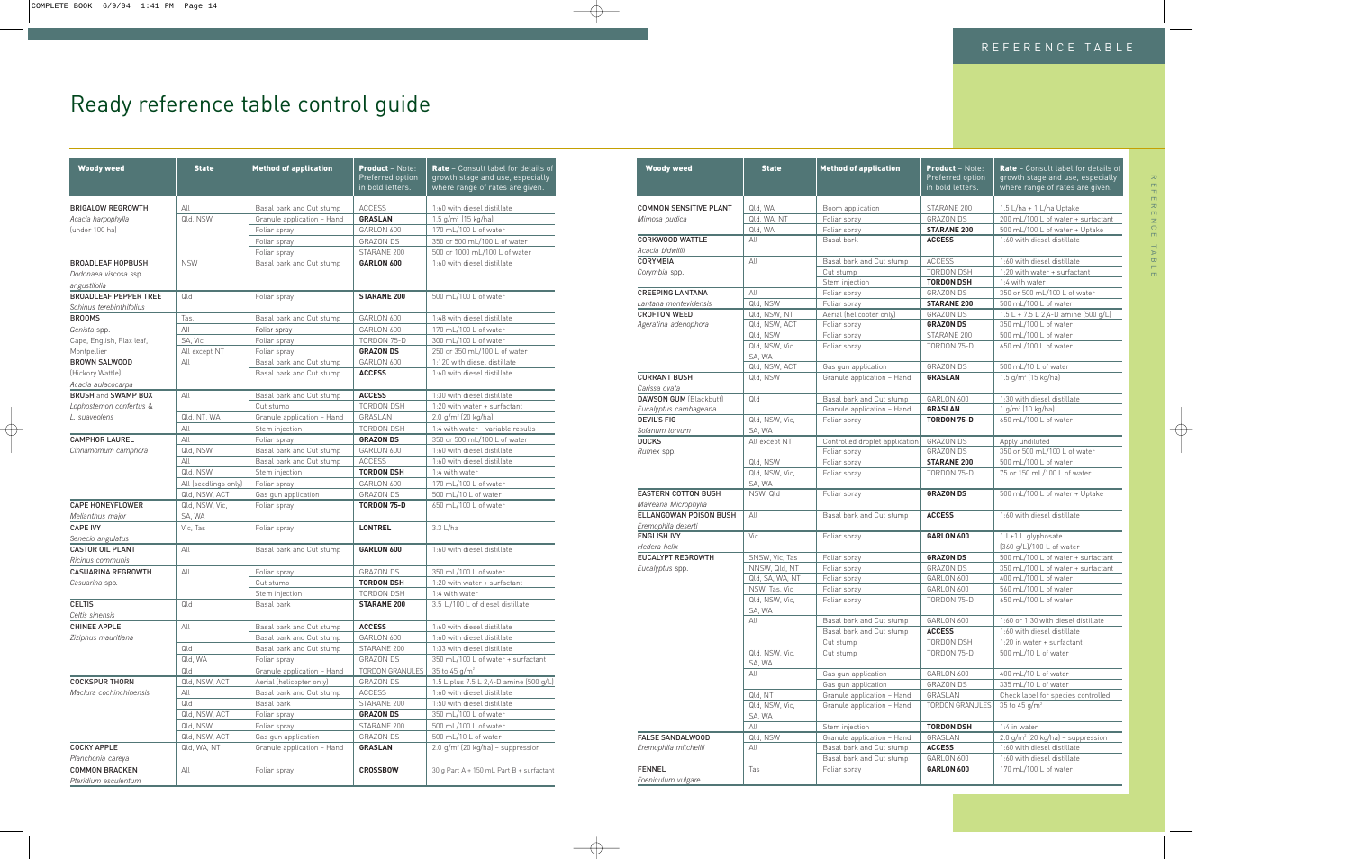# Ready reference table control guide

| Woody weed | State | Method of application | Product – Note: Preferred option in bold letters. | Rate – Consult label for details of growth stage and use, especially where range of rates are given. |
|---|---|---|---|---|
| **BRIGALOW REGROWTH** *Acacia harpophylla* (under 100 ha) | All | Basal bark and Cut stump | ACCESS | 1:60 with diesel distillate |
| | Qld, NSW | Granule application – Hand | **GRASLAN** | 1.5 g/m² (15 kg/ha) |
| | | Foliar spray | GARLON 600 | 170 mL/100 L of water |
| | | Foliar spray | GRAZON DS | 350 or 500 mL/100 L of water |
| | | Foliar spray | STARANE 200 | 500 or 1000 mL/100 L of water |
| **BROADLEAF HOPBUSH** *Dodonaea viscosa* ssp. *angustifolia* | NSW | Basal bark and Cut stump | **GARLON 600** | 1:60 with diesel distillate |
| **BROADLEAF PEPPER TREE** *Schinus terebinthifolius* | Qld | Foliar spray | **STARANE 200** | 500 mL/100 L of water |
| **BROOMS** *Genista* spp. Cape, English, Flax leaf, Montpellier | Tas, | Basal bark and Cut stump | GARLON 600 | 1:48 with diesel distillate |
| | All | Foliar spray | GARLON 600 | 170 mL/100 L of water |
| | SA, Vic | Foliar spray | TORDON 75-D | 300 mL/100 L of water |
| | All except NT | Foliar spray | **GRAZON DS** | 250 or 350 mL/100 L of water |
| **BROWN SALWOOD** (Hickory Wattle) *Acacia aulacocarpa* | All | Basal bark and Cut stump | GARLON 600 | 1:120 with diesel distillate |
| | | Basal bark and Cut stump | **ACCESS** | 1:60 with diesel distillate |
| **BRUSH and SWAMP BOX** *Lophostemon confertus* & *L. suaveolens* | All | Basal bark and Cut stump | **ACCESS** | 1:30 with diesel distillate |
| | | Cut stump | TORDON DSH | 1:20 with water + surfactant |
| | Qld, NT, WA | Granule application – Hand | GRASLAN | 2.0 g/m² (20 kg/ha) |
| | All | Stem injection | TORDON DSH | 1:4 with water – variable results |
| **CAMPHOR LAUREL** *Cinnamomum camphora* | All | Foliar spray | **GRAZON DS** | 350 or 500 mL/100 L of water |
| | Qld, NSW | Basal bark and Cut stump | GARLON 600 | 1:60 with diesel distillate |
| | All | Basal bark and Cut stump | ACCESS | 1:60 with diesel distillate |
| | Qld, NSW | Stem injection | **TORDON DSH** | 1:4 with water |
| | All (seedlings only) | Foliar spray | GARLON 600 | 170 mL/100 L of water |
| | Qld, NSW, ACT | Gas gun application | GRAZON DS | 500 mL/10 L of water |
| **CAPE HONEYFLOWER** *Melianthus major* | Qld, NSW, Vic, SA, WA | Foliar spray | **TORDON 75-D** | 650 mL/100 L of water |
| **CAPE IVY** *Senecio angulatus* | Vic, Tas | Foliar spray | **LONTREL** | 3.3 L/ha |
| **CASTOR OIL PLANT** *Ricinus communis* | All | Basal bark and Cut stump | **GARLON 600** | 1:60 with diesel distillate |
| **CASUARINA REGROWTH** *Casuarina* spp. | All | Foliar spray | GRAZON DS | 350 mL/100 L of water |
| | | Cut stump | **TORDON DSH** | 1:20 with water + surfactant |
| | | Stem injection | TORDON DSH | 1:4 with water |
| **CELTIS** *Celtis sinensis* | Qld | Basal bark | **STARANE 200** | 3.5 L/100 L of diesel distillate |
| **CHINEE APPLE** *Ziziphus mauritiana* | All | Basal bark and Cut stump | **ACCESS** | 1:60 with diesel distillate |
| | | Basal bark and Cut stump | GARLON 600 | 1:60 with diesel distillate |
| | Qld | Basal bark and Cut stump | STARANE 200 | 1:33 with diesel distillate |
| | Qld, WA | Foliar spray | GRAZON DS | 350 mL/100 L of water + surfactant |
| | Qld | Granule application – Hand | TORDON GRANULES | 35 to 45 g/m² |
| **COCKSPUR THORN** *Maclura cochinchinensis* | Qld, NSW, ACT | Aerial (helicopter only) | GRAZON DS | 1.5 L plus 7.5 L 2,4-D amine (500 g/L) |
| | All | Basal bark and Cut stump | ACCESS | 1:60 with diesel distillate |
| | Qld | Basal bark | STARANE 200 | 1:50 with diesel distillate |
| | Qld, NSW, ACT | Foliar spray | **GRAZON DS** | 350 mL/100 L of water |
| | Qld, NSW | Foliar spray | STARANE 200 | 500 mL/100 L of water |
| | Qld, NSW, ACT | Gas gun application | GRAZON DS | 500 mL/10 L of water |
| **COCKY APPLE** *Planchonia careya* | Qld, WA, NT | Granule application – Hand | **GRASLAN** | 2.0 g/m² (20 kg/ha) – suppression |
| **COMMON BRACKEN** *Pteridium esculentum* | All | Foliar spray | **CROSSBOW** | 30 g Part A + 150 mL Part B + surfactant |
| **COMMON SENSITIVE PLANT** *Mimosa pudica* | Qld, WA | Boom application | STARANE 200 | 1.5 L/ha + 1 L/ha Uptake |
| | Qld, WA, NT | Foliar spray | GRAZON DS | 200 mL/100 L of water + surfactant |
| | Qld, WA | Foliar spray | **STARANE 200** | 500 mL/100 L of water + Uptake |
| **CORKWOOD WATTLE** *Acacia bidwillii* | All | Basal bark | **ACCESS** | 1:60 with diesel distillate |
| **CORYMBIA** *Corymbia* spp. | All | Basal bark and Cut stump | ACCESS | 1:60 with diesel distillate |
| | | Cut stump | TORDON DSH | 1:20 with water + surfactant |
| | | Stem injection | **TORDON DSH** | 1:4 with water |
| **CREEPING LANTANA** *Lantana montevidensis* | All | Foliar spray | GRAZON DS | 350 or 500 mL/100 L of water |
| | Qld, NSW | Foliar spray | **STARANE 200** | 500 mL/100 L of water |
| **CROFTON WEED** *Ageratina adenophora* | Qld, NSW, NT | Aerial (helicopter only) | GRAZON DS | 1.5 L + 7.5 L 2,4-D amine (500 g/L) |
| | Qld, NSW, ACT | Foliar spray | **GRAZON DS** | 350 mL/100 L of water |
| | Qld, NSW | Foliar spray | STARANE 200 | 500 mL/100 L of water |
| | Qld, NSW, Vic. SA, WA | Foliar spray | TORDON 75-D | 650 mL/100 L of water |
| | Qld, NSW, ACT | Gas gun application | GRAZON DS | 500 mL/10 L of water |
| **CURRANT BUSH** *Carissa ovata* | Qld, NSW | Granule application – Hand | **GRASLAN** | 1.5 g/m² (15 kg/ha) |
| **DAWSON GUM** (Blackbutt) *Eucalyptus cambageana* | Qld | Basal bark and Cut stump | GARLON 600 | 1:30 with diesel distillate |
| | | Granule application – Hand | **GRASLAN** | 1 g/m² (10 kg/ha) |
| **DEVIL'S FIG** *Solanum torvum* | Qld, NSW, Vic, SA, WA | Foliar spray | **TORDON 75-D** | 650 mL/100 L of water |
| **DOCKS** *Rumex* spp. | All except NT | Controlled droplet application | GRAZON DS | Apply undiluted |
| | | Foliar spray | GRAZON DS | 350 or 500 mL/100 L of water |
| | Qld, NSW | Foliar spray | **STARANE 200** | 500 mL/100 L of water |
| | Qld, NSW, Vic, SA, WA | Foliar spray | TORDON 75-D | 75 or 150 mL/100 L of water |
| **EASTERN COTTON BUSH** *Maireana Microphylla* | NSW, Qld | Foliar spray | **GRAZON DS** | 500 mL/100 L of water + Uptake |
| **ELLANGOWAN POISON BUSH** *Eremophila deserti* | All | Basal bark and Cut stump | **ACCESS** | 1:60 with diesel distillate |
| **ENGLISH IVY** *Hedera helix* | Vic | Foliar spray | **GARLON 600** | 1 L+1 L glyphosate (360 g/L)/100 L of water |
| **EUCALYPT REGROWTH** *Eucalyptus* spp. | SNSW, Vic, Tas | Foliar spray | **GRAZON DS** | 500 mL/100 L of water + surfactant |
| | NNSW, Qld, NT | Foliar spray | GRAZON DS | 350 mL/100 L of water + surfactant |
| | Qld, SA, WA, NT | Foliar spray | GARLON 600 | 400 mL/100 L of water |
| | NSW, Tas, Vic | Foliar spray | GARLON 600 | 560 mL/100 L of water |
| | Qld, NSW, Vic, SA, WA | Foliar spray | TORDON 75-D | 650 mL/100 L of water |
| | All | Basal bark and Cut stump | GARLON 600 | 1:60 or 1:30 with diesel distillate |
| | | Basal bark and Cut stump | **ACCESS** | 1:60 with diesel distillate |
| | | Cut stump | TORDON DSH | 1:20 in water + surfactant |
| | Qld, NSW, Vic, SA, WA | Cut stump | TORDON 75-D | 500 mL/10 L of water |
| | All | Gas gun application | GARLON 600 | 400 mL/10 L of water |
| | | Gas gun application | GRAZON DS | 335 mL/10 L of water |
| | Qld, NT | Granule application – Hand | GRASLAN | Check label for species controlled |
| | Qld, NSW, Vic, SA, WA | Granule application – Hand | TORDON GRANULES | 35 to 45 g/m² |
| | All | Stem injection | **TORDON DSH** | 1:4 in water |
| **FALSE SANDALWOOD** *Eremophila mitchellii* | Qld, NSW | Granule application – Hand | GRASLAN | 2.0 g/m² (20 kg/ha) – suppression |
| | All | Basal bark and Cut stump | **ACCESS** | 1:60 with diesel distillate |
| | | Basal bark and Cut stump | GARLON 600 | 1:60 with diesel distillate |
| **FENNEL** *Foeniculum vulgare* | Tas | Foliar spray | **GARLON 600** | 170 mL/100 L of water |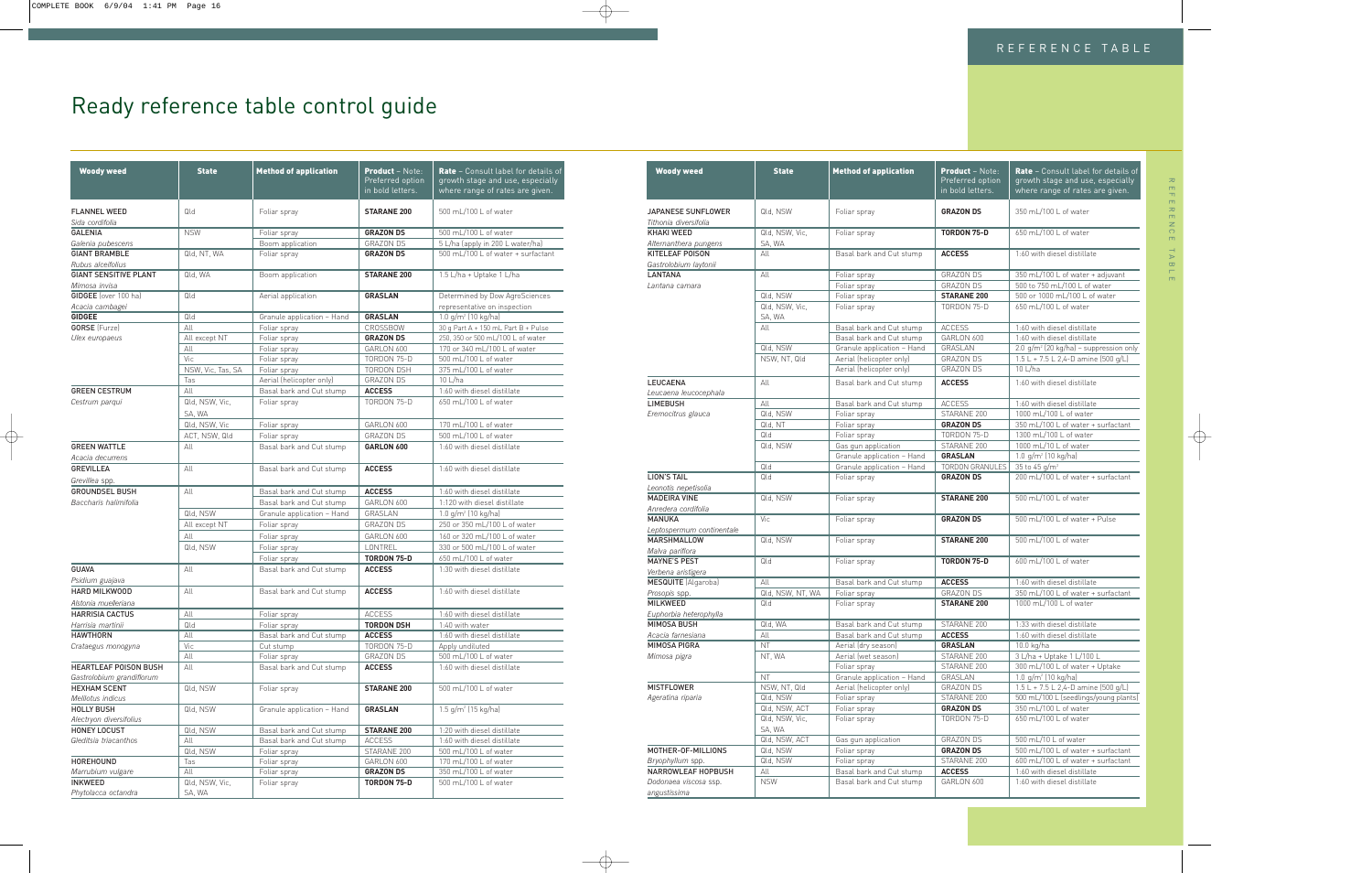# Ready reference table control guide

| Woody weed | State | Method of application | Product – Note: Preferred option in bold letters. | Rate – Consult label for details of growth stage and use, especially where range of rates are given. |
|---|---|---|---|---|
| **FLANNEL WEED** *Sida cordifolia* | Qld | Foliar spray | **STARANE 200** | 500 mL/100 L of water |
| **GALENIA** *Galenia pubescens* | NSW | Foliar spray | **GRAZON DS** | 500 mL/100 L of water |
| | | Boom application | GRAZON DS | 5 L/ha (apply in 200 L water/ha) |
| **GIANT BRAMBLE** *Rubus alceifolius* | Qld, NT, WA | Foliar spray | **GRAZON DS** | 500 mL/100 L of water + surfactant |
| **GIANT SENSITIVE PLANT** *Mimosa invisa* | Qld, WA | Boom application | **STARANE 200** | 1.5 L/ha + Uptake 1 L/ha |
| **GIDGEE** (over 100 ha) *Acacia cambagei* | Qld | Aerial application | **GRASLAN** | Determined by Dow AgroSciences representative on inspection |
| **GIDGEE** | Qld | Granule application – Hand | **GRASLAN** | 1.0 g/m² (10 kg/ha) |
| **GORSE** (Furze) *Ulex europaeus* | All | Foliar spray | CROSSBOW | 30 g Part A + 150 mL Part B + Pulse |
| | All except NT | Foliar spray | **GRAZON DS** | 250, 350 or 500 mL/100 L of water |
| | All | Foliar spray | GARLON 600 | 170 or 340 mL/100 L of water |
| | Vic | Foliar spray | TORDON 75-D | 500 mL/100 L of water |
| | NSW, Vic, Tas, SA | Foliar spray | TORDON DSH | 375 mL/100 L of water |
| | Tas | Aerial (helicopter only) | GRAZON DS | 10 L/ha |
| **GREEN CESTRUM** *Cestrum parqui* | All | Basal bark and Cut stump | **ACCESS** | 1:60 with diesel distillate |
| | Qld, NSW, Vic, SA, WA | Foliar spray | TORDON 75-D | 650 mL/100 L of water |
| | Qld, NSW, Vic | Foliar spray | GARLON 600 | 170 mL/100 L of water |
| | ACT, NSW, Qld | Foliar spray | GRAZON DS | 500 mL/100 L of water |
| **GREEN WATTLE** *Acacia decurrens* | All | Basal bark and Cut stump | **GARLON 600** | 1:60 with diesel distillate |
| **GREVILLEA** *Grevillea spp.* | All | Basal bark and Cut stump | **ACCESS** | 1:60 with diesel distillate |
| **GROUNDSEL BUSH** *Baccharis halimifolia* | All | Basal bark and Cut stump | **ACCESS** | 1:60 with diesel distillate |
| | | Basal bark and Cut stump | GARLON 600 | 1:120 with diesel distillate |
| | Qld, NSW | Granule application – Hand | GRASLAN | 1.0 g/m² (10 kg/ha) |
| | All except NT | Foliar spray | GRAZON DS | 250 or 350 mL/100 L of water |
| | All | Foliar spray | GARLON 600 | 160 or 320 mL/100 L of water |
| | Qld, NSW | Foliar spray | LONTREL | 330 or 500 mL/100 L of water |
| | | Foliar spray | **TORDON 75-D** | 650 mL/100 L of water |
| **GUAVA** *Psidium guajava* | All | Basal bark and Cut stump | **ACCESS** | 1:30 with diesel distillate |
| **HARD MILKWOOD** *Alstonia muelleriana* | All | Basal bark and Cut stump | **ACCESS** | 1:60 with diesel distillate |
| **HARRISIA CACTUS** *Harrisia martinii* | All | Foliar spray | ACCESS | 1:60 with diesel distillate |
| | Qld | Foliar spray | **TORDON DSH** | 1:40 with water |
| **HAWTHORN** *Crataegus monogyna* | All | Basal bark and Cut stump | **ACCESS** | 1:60 with diesel distillate |
| | Vic | Cut stump | TORDON 75-D | Apply undiluted |
| | All | Foliar spray | GRAZON DS | 500 mL/100 L of water |
| **HEARTLEAF POISON BUSH** *Gastrolobium grandiflorum* | All | Basal bark and Cut stump | **ACCESS** | 1:60 with diesel distillate |
| **HEXHAM SCENT** *Melilotus indicus* | Qld, NSW | Foliar spray | **STARANE 200** | 500 mL/100 L of water |
| **HOLLY BUSH** *Alectryon diversifolius* | Qld, NSW | Granule application – Hand | **GRASLAN** | 1.5 g/m² (15 kg/ha) |
| **HONEY LOCUST** *Gleditsia triacanthos* | Qld, NSW | Basal bark and Cut stump | **STARANE 200** | 1:20 with diesel distillate |
| | All | Basal bark and Cut stump | ACCESS | 1:60 with diesel distillate |
| | Qld, NSW | Foliar spray | STARANE 200 | 500 mL/100 L of water |
| **HOREHOUND** *Marrubium vulgare* | Tas | Foliar spray | GARLON 600 | 170 mL/100 L of water |
| | All | Foliar spray | **GRAZON DS** | 350 mL/100 L of water |
| **INKWEED** *Phytolacca octandra* | Qld, NSW, Vic, SA, WA | Foliar spray | **TORDON 75-D** | 500 mL/100 L of water |
| **JAPANESE SUNFLOWER** *Tithonia diversifolia* | Qld, NSW | Foliar spray | **GRAZON DS** | 350 mL/100 L of water |
| **KHAKI WEED** *Alternanthera pungens* | Qld, NSW, Vic, SA, WA | Foliar spray | **TORDON 75-D** | 650 mL/100 L of water |
| **KITELEAF POISON** *Gastrolobium laytonii* | All | Basal bark and Cut stump | **ACCESS** | 1:60 with diesel distillate |
| **LANTANA** *Lantana camara* | All | Foliar spray | GRAZON DS | 350 mL/100 L of water + adjuvant |
| | | Foliar spray | GRAZON DS | 500 to 750 mL/100 L of water |
| | Qld, NSW | Foliar spray | **STARANE 200** | 500 or 1000 mL/100 L of water |
| | Qld, NSW, Vic, SA, WA | Foliar spray | TORDON 75-D | 650 mL/100 L of water |
| | All | Basal bark and Cut stump | ACCESS | 1:60 with diesel distillate |
| | | Basal bark and Cut stump | GARLON 600 | 1:60 with diesel distillate |
| | Qld, NSW | Granule application – Hand | GRASLAN | 2.0 g/m² (20 kg/ha) – suppression only |
| | NSW, NT, Qld | Aerial (helicopter only) | GRAZON DS | 1.5 L + 7.5 L 2,4-D amine (500 g/L) |
| | | Aerial (helicopter only) | GRAZON DS | 10 L/ha |
| **LEUCAENA** *Leucaena leucocephala* | All | Basal bark and Cut stump | **ACCESS** | 1:60 with diesel distillate |
| **LIMEBUSH** *Eremocitrus glauca* | All | Basal bark and Cut stump | ACCESS | 1:60 with diesel distillate |
| | Qld, NSW | Foliar spray | STARANE 200 | 1000 mL/100 L of water |
| | Qld, NT | Foliar spray | **GRAZON DS** | 350 mL/100 L of water + surfactant |
| | Qld | Foliar spray | TORDON 75-D | 1300 mL/100 L of water |
| | Qld, NSW | Gas gun application | STARANE 200 | 1000 mL/10 L of water |
| | | Granule application – Hand | **GRASLAN** | 1.0 g/m² (10 kg/ha) |
| | Qld | Granule application – Hand | TORDON GRANULES | 35 to 45 g/m² |
| **LION'S TAIL** *Leonotis nepetifolia* | Qld | Foliar spray | **GRAZON DS** | 200 mL/100 L of water + surfactant |
| **MADEIRA VINE** *Anredera cordifolia* | Qld, NSW | Foliar spray | **STARANE 200** | 500 mL/100 L of water |
| **MANUKA** *Leptospermum continentale* | Vic | Foliar spray | **GRAZON DS** | 500 mL/100 L of water + Pulse |
| **MARSHMALLOW** *Malva parviflora* | Qld, NSW | Foliar spray | **STARANE 200** | 500 mL/100 L of water |
| **MAYNE'S PEST** *Verbena aristigera* | Qld | Foliar spray | **TORDON 75-D** | 600 mL/100 L of water |
| **MESQUITE** (Algaroba) *Prosopis spp.* | All | Basal bark and Cut stump | **ACCESS** | 1:60 with diesel distillate |
| | Qld, NSW, NT, WA | Foliar spray | GRAZON DS | 350 mL/100 L of water + surfactant |
| **MILKWEED** *Euphorbia heterophylla* | Qld | Foliar spray | **STARANE 200** | 1000 mL/100 L of water |
| **MIMOSA BUSH** *Acacia farnesiana* | Qld, WA | Basal bark and Cut stump | STARANE 200 | 1:33 with diesel distillate |
| | All | Basal bark and Cut stump | **ACCESS** | 1:60 with diesel distillate |
| **MIMOSA PIGRA** *Mimosa pigra* | NT | Aerial (dry season) | **GRASLAN** | 10.0 kg/ha |
| | NT, WA | Aerial (wet season) | STARANE 200 | 3 L/ha + Uptake 1 L/100 L |
| | | Foliar spray | STARANE 200 | 300 mL/100 L of water + Uptake |
| | NT | Granule application – Hand | GRASLAN | 1.0 g/m² (10 kg/ha) |
| **MISTFLOWER** *Ageratina riparia* | NSW, NT, Qld | Aerial (helicopter only) | GRAZON DS | 1.5 L + 7.5 L 2,4-D amine (500 g/L) |
| | Qld, NSW | Foliar spray | STARANE 200 | 500 mL/100 L (seedlings/young plants) |
| | Qld, NSW, ACT | Foliar spray | **GRAZON DS** | 350 mL/100 L of water |
| | Qld, NSW, Vic, SA, WA | Foliar spray | TORDON 75-D | 650 mL/100 L of water |
| | Qld, NSW, ACT | Gas gun application | GRAZON DS | 500 mL/10 L of water |
| **MOTHER-OF-MILLIONS** *Bryophyllum spp.* | Qld, NSW | Foliar spray | **GRAZON DS** | 500 mL/100 L of water + surfactant |
| | Qld, NSW | Foliar spray | STARANE 200 | 600 mL/100 L of water + surfactant |
| **NARROWLEAF HOPBUSH** *Dodonaea viscosa ssp. angustissima* | All | Basal bark and Cut stump | **ACCESS** | 1:60 with diesel distillate |
| | NSW | Basal bark and Cut stump | GARLON 600 | 1:60 with diesel distillate |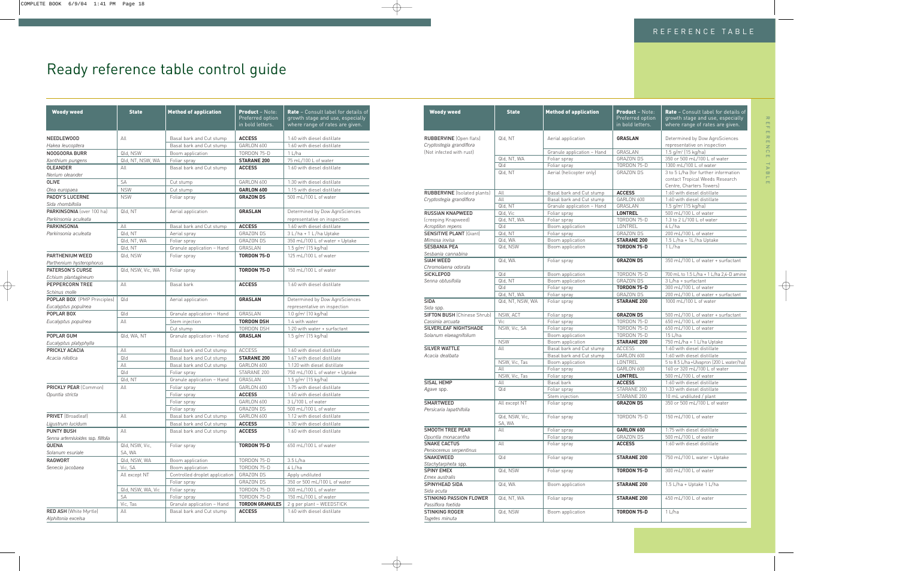# Ready reference table control guide

| Woody weed | State | Method of application | Product – Note: Preferred option in bold letters. | Rate – Consult label for details of growth stage and use, especially where range of rates are given. |
|---|---|---|---|---|
| NEEDLEWOOD *Hakea leucoptera* | All | Basal bark and Cut stump | **ACCESS** | 1:60 with diesel distillate |
| | | Basal bark and Cut stump | GARLON 600 | 1:60 with diesel distillate |
| NOOGOORA BURR *Xanthium pungens* | Qld, NSW | Boom application | TORDON 75-D | 1 L/ha |
| | Qld, NT, NSW, WA | Foliar spray | **STARANE 200** | 75 mL/100 L of water |
| OLEANDER *Nerium oleander* | All | Basal bark and Cut stump | **ACCESS** | 1:60 with diesel distillate |
| OLIVE *Olea europaea* | SA | Cut stump | GARLON 600 | 1:30 with diesel distillate |
| | NSW | Cut stump | **GARLON 600** | 1:15 with diesel distillate |
| PADDY'S LUCERNE *Sida rhombifolia* | NSW | Foliar spray | **GRAZON DS** | 500 mL/100 L of water |
| PARKINSONIA (over 100 ha) *Parkinsonia aculeata* | Qld, NT | Aerial application | **GRASLAN** | Determined by Dow AgroSciences representative on inspection |
| PARKINSONIA *Parkinsonia aculeata* | All | Basal bark and Cut stump | **ACCESS** | 1:60 with diesel distillate |
| | Qld, NT | Aerial spray | GRAZON DS | 3 L/ha + 1 L/ha Uptake |
| | Qld, NT, WA | Foliar spray | GRAZON DS | 350 mL/100 L of water + Uptake |
| | Qld, NT | Granule application – Hand | GRASLAN | 1.5 g/m² (15 kg/ha) |
| PARTHENIUM WEED *Parthenium hysterophorus* | Qld, NSW | Foliar spray | **TORDON 75-D** | 125 mL/100 L of water |
| PATERSON'S CURSE *Echium plantagineum* | Qld, NSW, Vic, WA | Foliar spray | **TORDON 75-D** | 150 mL/100 L of water |
| PEPPERCORN TREE *Schinus molle* | All | Basal bark | **ACCESS** | 1:60 with diesel distillate |
| POPLAR BOX (PMP Principles) *Eucalyptus populnea* | Qld | Aerial application | **GRASLAN** | Determined by Dow AgroSciences representative on inspection |
| POPLAR BOX *Eucalyptus populnea* | Qld | Granule application – Hand | GRASLAN | 1.0 g/m² (10 kg/ha) |
| | All | Stem injection | **TORDON DSH** | 1:4 with water |
| | | Cut stump | TORDON DSH | 1:20 with water + surfactant |
| POPLAR GUM *Eucalyptus platyphylla* | Qld, WA, NT | Granule application – Hand | **GRASLAN** | 1.5 g/m² (15 kg/ha) |
| PRICKLY ACACIA *Acacia nilotica* | All | Basal bark and Cut stump | ACCESS | 1:60 with diesel distillate |
| | Qld | Basal bark and Cut stump | **STARANE 200** | 1:67 with diesel distillate |
| | All | Basal bark and Cut stump | GARLON 600 | 1:120 with diesel distillate |
| | Qld | Foliar spray | STARANE 200 | 750 mL/100 L of water + Uptake |
| | Qld, NT | Granule application – Hand | GRASLAN | 1.5 g/m² (15 kg/ha) |
| PRICKLY PEAR (Common) *Opuntia stricta* | All | Foliar spray | GARLON 600 | 1:75 with diesel distillate |
| | | Foliar spray | **ACCESS** | 1:60 with diesel distillate |
| | | Foliar spray | GARLON 600 | 3 L/100 L of water |
| | | Foliar spray | GRAZON DS | 500 mL/100 L of water |
| PRIVET (Broadleaf) *Ligustrum lucidum* | All | Basal bark and Cut stump | GARLON 600 | 1:12 with diesel distillate |
| | | Basal bark and Cut stump | **ACCESS** | 1:30 with diesel distillate |
| PUNTY BUSH *Senna artemisioides ssp. filifolia* | All | Basal bark and Cut stump | **ACCESS** | 1:60 with diesel distillate |
| QUENA *Solanum esuriale* | Qld, NSW, Vic, SA, WA | Foliar spray | **TORDON 75-D** | 650 mL/100 L of water |
| RAGWORT *Senecio jacobaea* | Qld, NSW, WA | Boom application | TORDON 75-D | 3.5 L/ha |
| | Vic, SA | Boom application | TORDON 75-D | 4 L/ha |
| | All except NT | Controlled droplet application | GRAZON DS | Apply undiluted |
| | | Foliar spray | GRAZON DS | 350 or 500 mL/100 L of water |
| | Qld, NSW, WA, Vic | Foliar spray | TORDON 75-D | 300 mL/100 L of water |
| | SA | Foliar spray | TORDON 75-D | 150 mL/100 L of water |
| | Vic, Tas | Granule application – Hand | **TORDON GRANULES** | 2 g per plant – WEEDSTICK |
| RED ASH (White Myrtle) *Alphitonia excelsa* | All | Basal bark and Cut stump | **ACCESS** | 1:60 with diesel distillate |
| RUBBERVINE (Open flats) *Cryptostegia grandiflora* (Not infected with rust) | Qld, NT | Aerial application | **GRASLAN** | Determined by Dow AgroSciences representative on inspection |
| | | Granule application – Hand | GRASLAN | 1.5 g/m² (15 kg/ha) |
| | Qld, NT, WA | Foliar spray | GRAZON DS | 350 or 500 mL/100 L of water |
| | Qld | Foliar spray | TORDON 75-D | 1300 mL/100 L of water |
| | Qld, NT | Aerial (helicopter only) | GRAZON DS | 3 to 5 L/ha (for further information contact Tropical Weeds Research Centre, Charters Towers) |
| RUBBERVINE (Isolated plants) *Cryptostegia grandiflora* | All | Basal bark and Cut stump | **ACCESS** | 1:60 with diesel distillate |
| | All | Basal bark and Cut stump | GARLON 600 | 1:60 with diesel distillate |
| | Qld, NT | Granule application – Hand | GRASLAN | 1.5 g/m² (15 kg/ha) |
| RUSSIAN KNAPWEED (creeping Knapweed) *Acroptilon repens* | Qld, Vic | Foliar spray | **LONTREL** | 500 mL/100 L of water |
| | Qld, NT, WA | Foliar spray | TORDON 75-D | 1.3 to 2 L/100 L of water |
| | Qld | Boom application | LONTREL | 4 L/ha |
| SENSITIVE PLANT (Giant) *Mimosa invisa* | Qld, NT | Foliar spray | GRAZON DS | 200 mL/100 L of water |
| | Qld, WA | Boom application | **STARANE 200** | 1.5 L/ha + 1L/ha Uptake |
| SESBANIA PEA *Sesbania cannabina* | Qld, NSW | Boom application | **TORDON 75-D** | 1 L/ha |
| SIAM WEED *Chromolaena odorata* | Qld, WA | Foliar spray | **GRAZON DS** | 350 mL/100 L of water + surfactant |
| SICKLEPOD *Senna obtusifolia* | Qld | Boom application | TORDON 75-D | 700 mL to 1.5 L/ha + 1 L/ha 2,4-D amine |
| | Qld, NT | Boom application | GRAZON DS | 3 L/ha + surfactant |
| | Qld | Foliar spray | **TORDON 75-D** | 300 mL/100 L of water |
| | Qld, NT, WA | Foliar spray | GRAZON DS | 200 mL/100 L of water + surfactant |
| SIDA *Sida* spp. | Qld, NT, NSW, WA | Foliar spray | **STARANE 200** | 1000 mL/100 L of water |
| SIFTON BUSH (Chinese Shrub) *Cassinia arcuata* | NSW, ACT | Foliar spray | **GRAZON DS** | 500 mL/100 L of water + surfactant |
| | Vic | Foliar spray | TORDON 75-D | 650 mL/100 L of water |
| SILVERLEAF NIGHTSHADE *Solanum elaeagnifolium* | NSW, Vic, SA | Foliar spray | TORDON 75-D | 650 mL/100 L of water |
| | | Boom application | TORDON 75-D | 15 L/ha |
| | NSW | Boom application | **STARANE 200** | 750 mL/ha + 1 L/ha Uptake |
| SILVER WATTLE *Acacia dealbata* | All | Basal bark and Cut stump | ACCESS | 1:60 with diesel distillate |
| | | Basal bark and Cut stump | GARLON 600 | 1:60 with diesel distillate |
| | NSW, Vic, Tas | Boom application | LONTREL | 5 to 8.5 L/ha+Ulvapron (200 L water/ha) |
| | All | Foliar spray | GARLON 600 | 160 or 320 mL/100 L of water |
| | NSW, Vic, Tas | Foliar spray | **LONTREL** | 500 mL/100 L of water |
| SISAL HEMP *Agave* spp. | All | Basal bark | **ACCESS** | 1:60 with diesel distillate |
| | Qld | Foliar spray | STARANE 200 | 1:33 with diesel distillate |
| | | Stem injection | STARANE 200 | 10 mL undiluted / plant |
| SMARTWEED *Persicaria lapathifolia* | All except NT | Foliar spray | **GRAZON DS** | 350 or 500 mL/100 L of water |
| | Qld, NSW, Vic, SA, WA | Foliar spray | TORDON 75-D | 150 mL/100 L of water |
| SMOOTH TREE PEAR *Opuntia monacantha* | All | Foliar spray | **GARLON 600** | 1:75 with diesel distillate |
| | | Foliar spray | GRAZON DS | 500 mL/100 L of water |
| SNAKE CACTUS *Peniocereus serpentinus* | All | Foliar spray | **ACCESS** | 1:60 with diesel distillate |
| SNAKEWEED *Stachytarpheta* spp. | Qld | Foliar spray | **STARANE 200** | 750 mL/100 L water + Uptake |
| SPINY EMEX *Emex australis* | Qld, NSW | Foliar spray | **TORDON 75-D** | 300 mL/100 L of water |
| SPINYHEAD SIDA *Sida acuta* | Qld, WA | Boom application | **STARANE 200** | 1.5 L/ha + Uptake 1 L/ha |
| STINKING PASSION FLOWER *Passiflora foetida* | Qld, NT, WA | Foliar spray | **STARANE 200** | 450 mL/100 L of water |
| STINKING ROGER *Tagetes minuta* | Qld, NSW | Boom application | **TORDON 75-D** | 1 L/ha |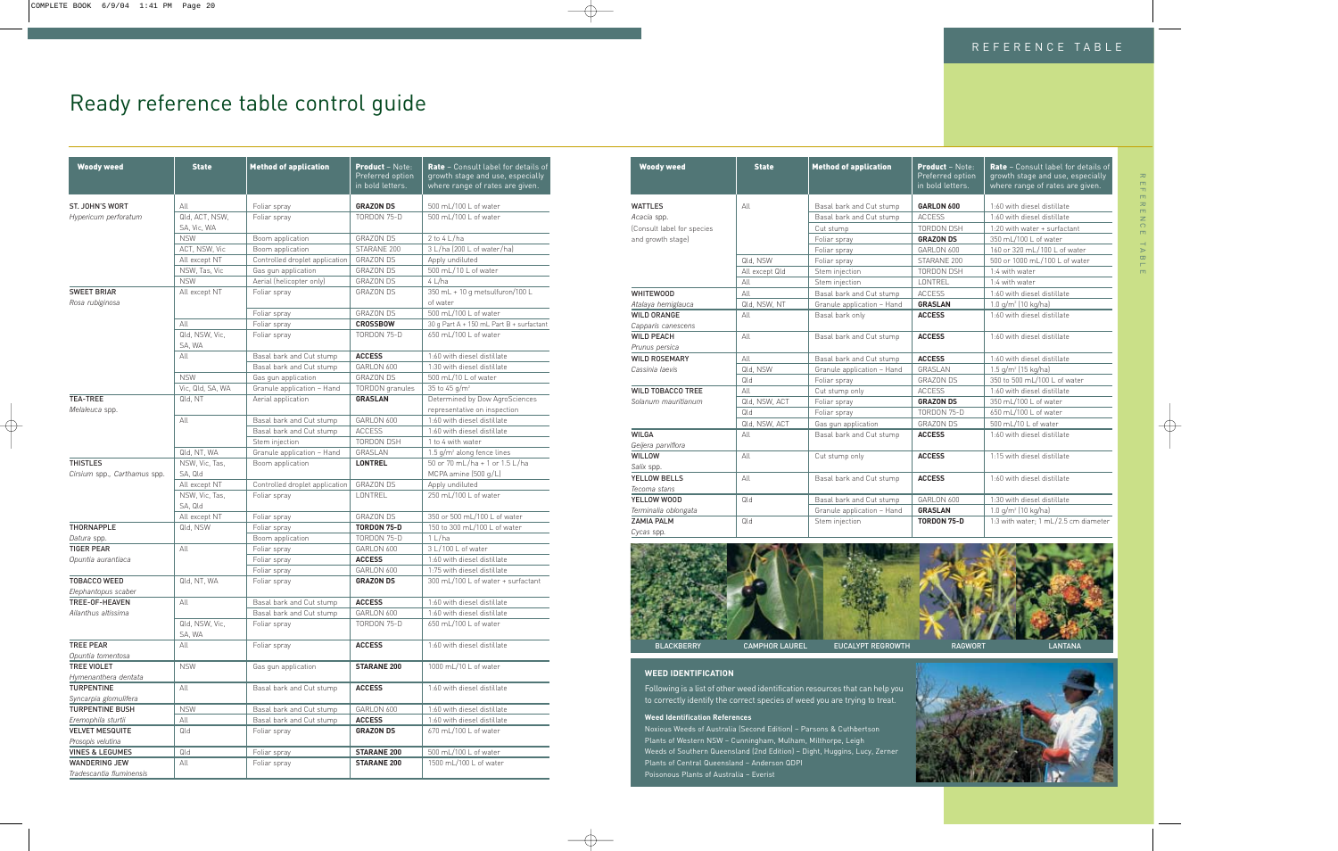# Ready reference table control guide

| Woody weed | State | Method of application | Product – Note: Preferred option in bold letters. | Rate – Consult label for details of growth stage and use, especially where range of rates are given. |
|---|---|---|---|---|
| ST. JOHN'S WORT *Hypericum perforatum* | All | Foliar spray | **GRAZON DS** | 500 mL/100 L of water |
| | Qld, ACT, NSW, SA, Vic, WA | Foliar spray | TORDON 75-D | 500 mL/100 L of water |
| | NSW | Boom application | GRAZON DS | 2 to 4 L/ha |
| | ACT, NSW, Vic | Boom application | STARANE 200 | 3 L/ha (200 L of water/ha) |
| | All except NT | Controlled droplet application | GRAZON DS | Apply undiluted |
| | NSW, Tas, Vic | Gas gun application | GRAZON DS | 500 mL/10 L of water |
| | NSW | Aerial (helicopter only) | GRAZON DS | 4 L/ha |
| SWEET BRIAR *Rosa rubiginosa* | All except NT | Foliar spray | GRAZON DS | 350 mL + 10 g metsulfuron/100 L of water |
| | | Foliar spray | GRAZON DS | 500 mL/100 L of water |
| | All | Foliar spray | **CROSSBOW** | 30 g Part A + 150 mL Part B + surfactant |
| | Qld, NSW, Vic, SA, WA | Foliar spray | TORDON 75-D | 650 mL/100 L of water |
| | All | Basal bark and Cut stump | **ACCESS** | 1:60 with diesel distillate |
| | | Basal bark and Cut stump | GARLON 600 | 1:30 with diesel distillate |
| | NSW | Gas gun application | GRAZON DS | 500 mL/10 L of water |
| | Vic, Qld, SA, WA | Granule application – Hand | TORDON granules | 35 to 45 g/m² |
| TEA-TREE *Melaleuca* spp. | Qld, NT | Aerial application | **GRASLAN** | Determined by Dow AgroSciences representative on inspection |
| | All | Basal bark and Cut stump | GARLON 600 | 1:60 with diesel distillate |
| | | Basal bark and Cut stump | ACCESS | 1:60 with diesel distillate |
| | | Stem injection | TORDON DSH | 1 to 4 with water |
| | Qld, NT, WA | Granule application – Hand | GRASLAN | 1.5 g/m² along fence lines |
| THISTLES *Cirsium* spp., *Carthamus* spp. | NSW, Vic, Tas, SA, Qld | Boom application | **LONTREL** | 50 or 70 mL/ha + 1 or 1.5 L/ha MCPA amine (500 g/L) |
| | All except NT | Controlled droplet application | GRAZON DS | Apply undiluted |
| | NSW, Vic, Tas, SA, Qld | Foliar spray | LONTREL | 250 mL/100 L of water |
| | All except NT | Foliar spray | GRAZON DS | 350 or 500 mL/100 L of water |
| THORNAPPLE *Datura* spp. | Qld, NSW | Foliar spray | **TORDON 75-D** | 150 to 300 mL/100 L of water |
| | | Boom application | TORDON 75-D | 1 L/ha |
| TIGER PEAR *Opuntia aurantiaca* | All | Foliar spray | GARLON 600 | 3 L/100 L of water |
| | | Foliar spray | **ACCESS** | 1:60 with diesel distillate |
| | | Foliar spray | GARLON 600 | 1:75 with diesel distillate |
| TOBACCO WEED *Elephantopus scaber* | Qld, NT, WA | Foliar spray | **GRAZON DS** | 300 mL/100 L of water + surfactant |
| TREE-OF-HEAVEN *Ailanthus altissima* | All | Basal bark and Cut stump | **ACCESS** | 1:60 with diesel distillate |
| | | Basal bark and Cut stump | GARLON 600 | 1:60 with diesel distillate |
| | Qld, NSW, Vic, SA, WA | Foliar spray | TORDON 75-D | 650 mL/100 L of water |
| TREE PEAR *Opuntia tomentosa* | All | Foliar spray | **ACCESS** | 1:60 with diesel distillate |
| TREE VIOLET *Hymenanthera dentata* | NSW | Gas gun application | **STARANE 200** | 1000 mL/10 L of water |
| TURPENTINE *Syncarpia glomulifera* | All | Basal bark and Cut stump | **ACCESS** | 1:60 with diesel distillate |
| TURPENTINE BUSH *Eremophila sturtii* | NSW | Basal bark and Cut stump | GARLON 600 | 1:60 with diesel distillate |
| | All | Basal bark and Cut stump | **ACCESS** | 1:60 with diesel distillate |
| VELVET MESQUITE *Prosopis velutina* | Qld | Foliar spray | **GRAZON DS** | 670 mL/100 L of water |
| VINES & LEGUMES | Qld | Foliar spray | **STARANE 200** | 500 mL/100 L of water |
| WANDERING JEW *Tradescantia fluminensis* | All | Foliar spray | **STARANE 200** | 1500 mL/100 L of water |
| WATTLES *Acacia* spp. (Consult label for species and growth stage) | All | Basal bark and Cut stump | **GARLON 600** | 1:60 with diesel distillate |
| | | Basal bark and Cut stump | ACCESS | 1:60 with diesel distillate |
| | | Cut stump | TORDON DSH | 1:20 with water + surfactant |
| | | Foliar spray | **GRAZON DS** | 350 mL/100 L of water |
| | | Foliar spray | GARLON 600 | 160 or 320 mL/100 L of water |
| | Qld, NSW | Foliar spray | STARANE 200 | 500 or 1000 mL/100 L of water |
| | All except Qld | Stem injection | TORDON DSH | 1:4 with water |
| | All | Stem injection | LONTREL | 1:4 with water |
| WHITEWOOD *Atalaya hemiglauca* | All | Basal bark and Cut stump | ACCESS | 1:60 with diesel distillate |
| | Qld, NSW, NT | Granule application – Hand | **GRASLAN** | 1.0 g/m² (10 kg/ha) |
| WILD ORANGE *Capparis canescens* | All | Basal bark only | **ACCESS** | 1:60 with diesel distillate |
| WILD PEACH *Prunus persica* | All | Basal bark and Cut stump | **ACCESS** | 1:60 with diesel distillate |
| WILD ROSEMARY *Cassinia laevis* | All | Basal bark and Cut stump | **ACCESS** | 1:60 with diesel distillate |
| | Qld, NSW | Granule application – Hand | GRASLAN | 1.5 g/m² (15 kg/ha) |
| | Qld | Foliar spray | GRAZON DS | 350 to 500 mL/100 L of water |
| WILD TOBACCO TREE *Solanum mauritianum* | All | Cut stump only | ACCESS | 1:60 with diesel distillate |
| | Qld, NSW, ACT | Foliar spray | **GRAZON DS** | 350 mL/100 L of water |
| | Qld | Foliar spray | TORDON 75-D | 650 mL/100 L of water |
| | Qld, NSW, ACT | Gas gun application | GRAZON DS | 500 mL/10 L of water |
| WILGA *Geijera parviflora* | All | Basal bark and Cut stump | **ACCESS** | 1:60 with diesel distillate |
| WILLOW *Salix* spp. | All | Cut stump only | **ACCESS** | 1:15 with diesel distillate |
| YELLOW BELLS *Tecoma stans* | All | Basal bark and Cut stump | **ACCESS** | 1:60 with diesel distillate |
| YELLOW WOOD *Terminalia oblongata* | Qld | Basal bark and Cut stump | GARLON 600 | 1:30 with diesel distillate |
| | | Granule application – Hand | **GRASLAN** | 1.0 g/m² (10 kg/ha) |
| ZAMIA PALM *Cycas* spp. | Qld | Stem injection | **TORDON 75-D** | 1:3 with water; 1 mL/2.5 cm diameter |

BLACKBERRY

CAMPHOR LAUREL

EUCALYPT REGROWTH

RAGWORT

LANTANA

### WEED IDENTIFICATION

Following is a list of other weed identification resources that can help you to correctly identify the correct species of weed you are trying to treat.

**Weed Identification References**

Noxious Weeds of Australia (Second Edition) – Parsons & Cuthbertson
Plants of Western NSW – Cunningham, Mulham, Millthorpe, Leigh
Weeds of Southern Queensland (2nd Edition) – Dight, Huggins, Lucy, Zerner
Plants of Central Queensland – Anderson QDPI
Poisonous Plants of Australia – Everist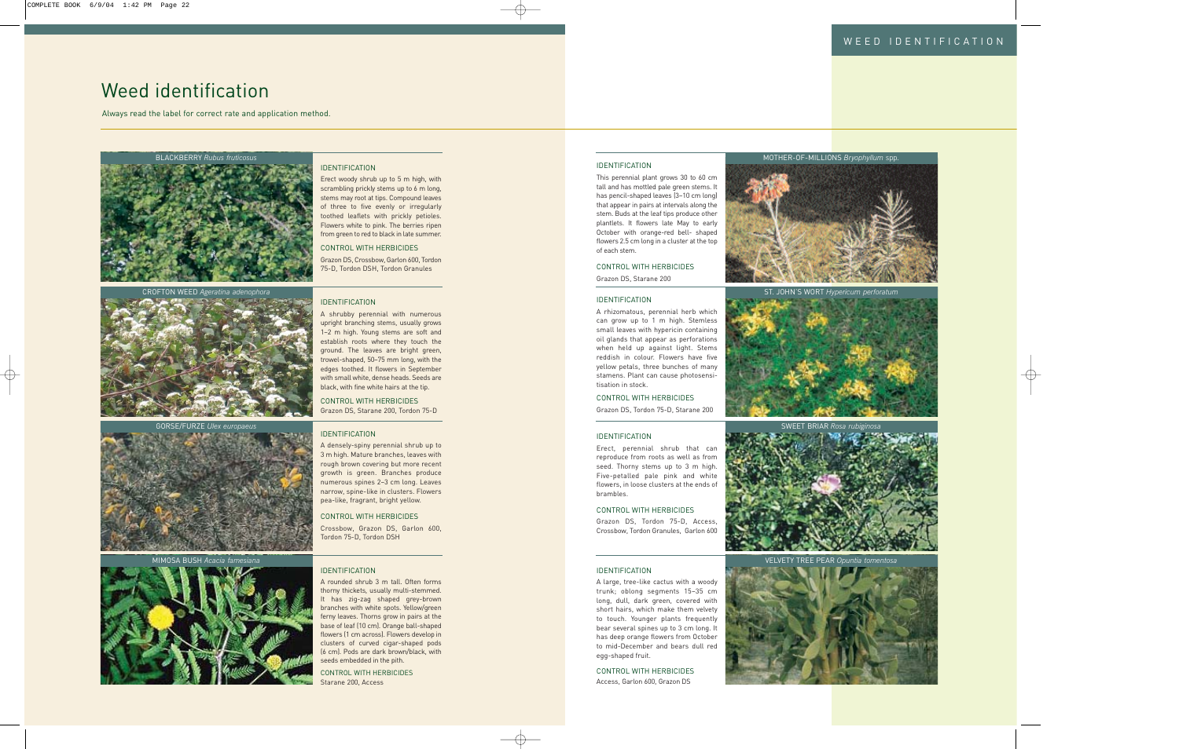# Weed identification

Always read the label for correct rate and application method.

## BLACKBERRY *Rubus fruticosus*

### IDENTIFICATION

Erect woody shrub up to 5 m high, with scrambling prickly stems up to 6 m long, stems may root at tips. Compound leaves of three to five evenly or irregularly toothed leaflets with prickly petioles. Flowers white to pink. The berries ripen from green to red to black in late summer.

### CONTROL WITH HERBICIDES

Grazon DS, Crossbow, Garlon 600, Tordon 75-D, Tordon DSH, Tordon Granules

## CROFTON WEED *Ageratina adenophora*

### IDENTIFICATION

A shrubby perennial with numerous upright branching stems, usually grows 1–2 m high. Young stems are soft and establish roots where they touch the ground. The leaves are bright green, trowel-shaped, 50–75 mm long, with the edges toothed. It flowers in September with small white, dense heads. Seeds are black, with fine white hairs at the tip.

### CONTROL WITH HERBICIDES

Grazon DS, Starane 200, Tordon 75-D

## GORSE/FURZE *Ulex europaeus*

### IDENTIFICATION

A densely-spiny perennial shrub up to 3 m high. Mature branches, leaves with rough brown covering but more recent growth is green. Branches produce numerous spines 2–3 cm long. Leaves narrow, spine-like in clusters. Flowers pea-like, fragrant, bright yellow.

### CONTROL WITH HERBICIDES

Crossbow, Grazon DS, Garlon 600, Tordon 75-D, Tordon DSH

## MIMOSA BUSH *Acacia farnesiana*

### IDENTIFICATION

A rounded shrub 3 m tall. Often forms thorny thickets, usually multi-stemmed. It has zig-zag shaped grey-brown branches with white spots. Yellow/green ferny leaves. Thorns grow in pairs at the base of leaf (10 cm). Orange ball-shaped flowers (1 cm across). Flowers develop in clusters of curved cigar-shaped pods (6 cm). Pods are dark brown/black, with seeds embedded in the pith.

### CONTROL WITH HERBICIDES

Starane 200, Access

## MOTHER-OF-MILLIONS *Bryophyllum* spp.

### IDENTIFICATION

This perennial plant grows 30 to 60 cm tall and has mottled pale green stems. It has pencil-shaped leaves (3–10 cm long) that appear in pairs at intervals along the stem. Buds at the leaf tips produce other plantlets. It flowers late May to early October with orange-red bell- shaped flowers 2.5 cm long in a cluster at the top of each stem.

### CONTROL WITH HERBICIDES

Grazon DS, Starane 200

## ST. JOHN'S WORT *Hypericum perforatum*

### IDENTIFICATION

A rhizomatous, perennial herb which can grow up to 1 m high. Stemless small leaves with hypericin containing oil glands that appear as perforations when held up against light. Stems reddish in colour. Flowers have five yellow petals, three bunches of many stamens. Plant can cause photosensitisation in stock.

### CONTROL WITH HERBICIDES

Grazon DS, Tordon 75-D, Starane 200

## SWEET BRIAR *Rosa rubiginosa*

### IDENTIFICATION

Erect, perennial shrub that can reproduce from roots as well as from seed. Thorny stems up to 3 m high. Five-petalled pale pink and white flowers, in loose clusters at the ends of brambles.

### CONTROL WITH HERBICIDES

Grazon DS, Tordon 75-D, Access, Crossbow, Tordon Granules, Garlon 600

## VELVETY TREE PEAR *Opuntia tomentosa*

### IDENTIFICATION

A large, tree-like cactus with a woody trunk; oblong segments 15–35 cm long, dull, dark green, covered with short hairs, which make them velvety to touch. Younger plants frequently bear several spines up to 3 cm long. It has deep orange flowers from October to mid-December and bears dull red egg-shaped fruit.

### CONTROL WITH HERBICIDES

Access, Garlon 600, Grazon DS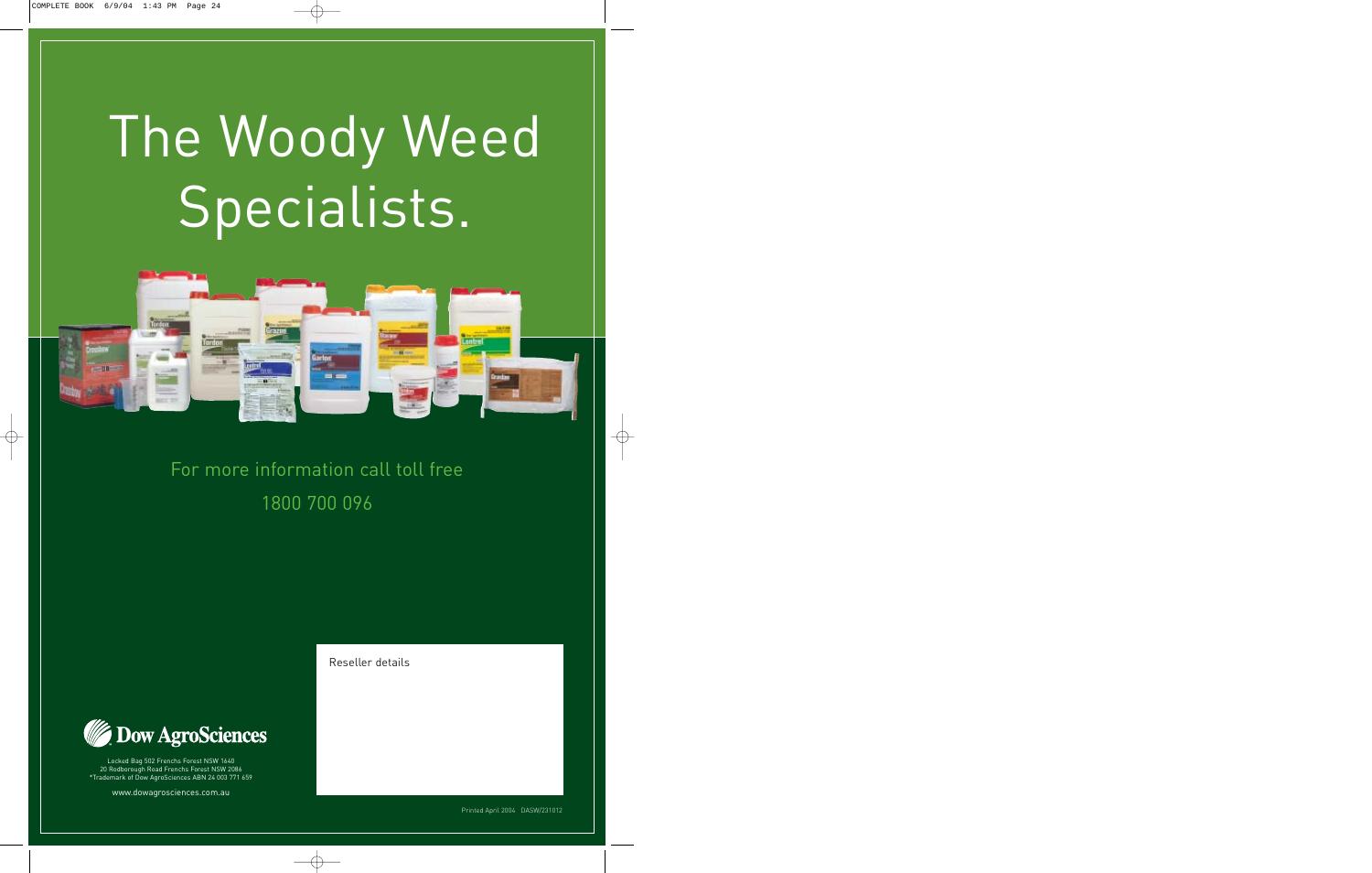# The Woody Weed Specialists.

For more information call toll free

1800 700 096

Reseller details

Dow AgroSciences

Locked Bag 502 Frenchs Forest NSW 1640
20 Rodborough Road Frenchs Forest NSW 2086
*Trademark of Dow AgroSciences ABN 24 003 771 659

www.dowagrosciences.com.au

Printed April 2004 DASW/231012